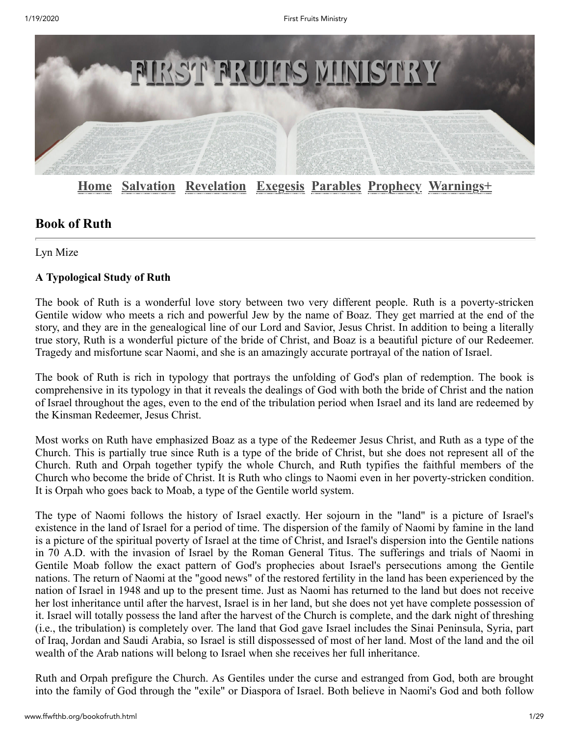Home Salvation Revelation Exegesis Parables Prophecy Warnings+

## Book of Ruth

Lyn Mize

**A Typological Study of Ruth**

The book of Ruth is a wonderful love story between two very different people. Ruth is a poverty-stricken Gentile widow who meets a rich and powerful Jew by the name of Boaz. They get married at the end of the story, and they are in the genealogical line of our Lord and Savior, Jesus Christ. In addition to being a literally true story, Ruth is a wonderful picture of the bride of Christ, and Boaz is a beautiful picture of our Redeemer. Tragedy and misfortune scar Naomi, and she is an amazingly accurate portrayal of the nation of Israel.

The book of Ruth is rich in typology that portrays the unfolding of God's plan of redemption. The book is comprehensive in its typology in that it reveals the dealings of God with both the bride of Christ and the nation of Israel throughout the ages, even to the end of the tribulation period when Israel and its land are redeemed by the Kinsman Redeemer, Jesus Christ.

Most works on Ruth have emphasized Boaz as a type of the Redeemer Jesus Christ, and Ruth as a type of the Church. This is partially true since Ruth is a type of the bride of Christ, but she does not represent all of the Church. Ruth and Orpah together typify the whole Church, and Ruth typifies the faithful members of the Church who become the bride of Christ. It is Ruth who clings to Naomi even in her poverty-stricken condition. It is Orpah who goes back to Moab, a type of the Gentile world system.

The type of Naomi follows the history of Israel exactly. Her sojourn in the "land" is a picture of Israel's existence in the land of Israel for a period of time. The dispersion of the family of Naomi by famine in the land is a picture of the spiritual poverty of Israel at the time of Christ, and Israel's dispersion into the Gentile nations in 70 A.D. with the invasion of Israel by the Roman General Titus. The sufferings and trials of Naomi in Gentile Moab follow the exact pattern of God's prophecies about Israel's persecutions among the Gentile nations. The return of Naomi at the "good news" of the restored fertility in the land has been experienced by the nation of Israel in 1948 and up to the present time. Just as Naomi has returned to the land but does not receive her lost inheritance until after the harvest, Israel is in her land, but she does not yet have complete possession of it. Israel will totally possess the land after the harvest of the Church is complete, and the dark night of threshing (i.e., the tribulation) is completely over. The land that God gave Israel includes the Sinai Peninsula, Syria, part of Iraq, Jordan and Saudi Arabia, so Israel is still dispossessed of most of her land. Most of the land and the oil wealth of the Arab nations will belong to Israel when she receives her full inheritance.

Ruth and Orpah prefigure the Church. As Gentiles under the curse and estranged from God, both are brought into the family of God through the "exile" or Diaspora of Israel. Both believe in Naomi's God and both follow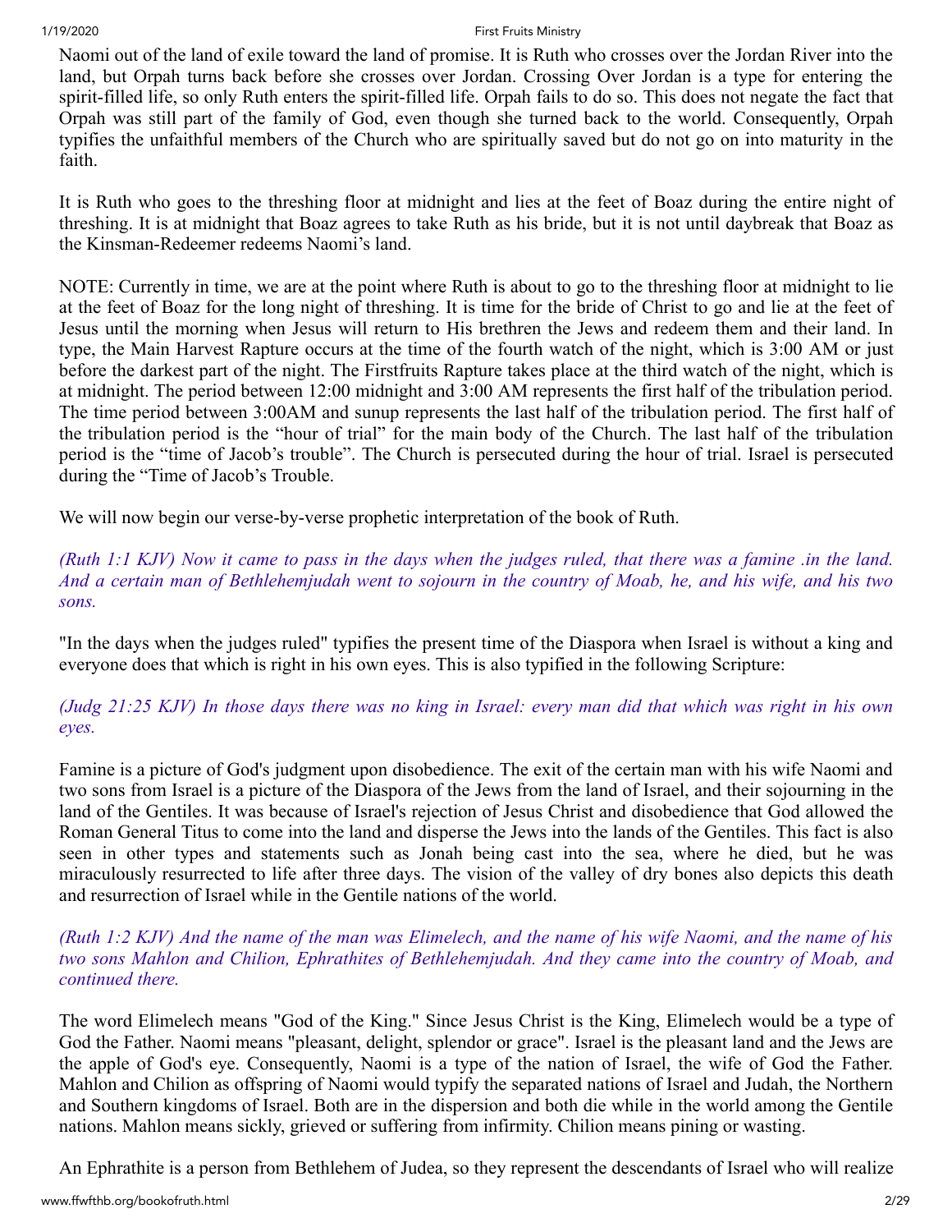Naomi out of the land of exile toward the land of promise. It is Ruth who crosses over the Jordan River into the land, but Orpah turns back before she crosses over Jordan. Crossing Over Jordan is a type for entering the spirit-filled life, so only Ruth enters the spirit-filled life. Orpah fails to do so. This does not negate the fact that Orpah was still part of the family of God, even though she turned back to the world. Consequently, Orpah typifies the unfaithful members of the Church who are spiritually saved but do not go on into maturity in the faith.

It is Ruth who goes to the threshing floor at midnight and lies at the feet of Boaz during the entire night of threshing. It is at midnight that Boaz agrees to take Ruth as his bride, but it is not until daybreak that Boaz as the Kinsman-Redeemer redeems Naomi's land.

NOTE: Currently in time, we are at the point where Ruth is about to go to the threshing floor at midnight to lie at the feet of Boaz for the long night of threshing. It is time for the bride of Christ to go and lie at the feet of Jesus until the morning when Jesus will return to His brethren the Jews and redeem them and their land. In type, the Main Harvest Rapture occurs at the time of the fourth watch of the night, which is 3:00 AM or just before the darkest part of the night. The Firstfruits Rapture takes place at the third watch of the night, which is at midnight. The period between 12:00 midnight and 3:00 AM represents the first half of the tribulation period. The time period between 3:00AM and sunup represents the last half of the tribulation period. The first half of the tribulation period is the "hour of trial" for the main body of the Church. The last half of the tribulation period is the "time of Jacob's trouble". The Church is persecuted during the hour of trial. Israel is persecuted during the "Time of Jacob's Trouble.

We will now begin our verse-by-verse prophetic interpretation of the book of Ruth.

*(Ruth 1:1 KJV) Now it came to pass in the days when the judges ruled, that there was a famine .in the land. And a certain man of Bethlehemjudah went to sojourn in the country of Moab, he, and his wife, and his two sons.*

"In the days when the judges ruled" typifies the present time of the Diaspora when Israel is without a king and everyone does that which is right in his own eyes. This is also typified in the following Scripture:

*(Judg 21:25 KJV) In those days there was no king in Israel: every man did that which was right in his own eyes.*

Famine is a picture of God's judgment upon disobedience. The exit of the certain man with his wife Naomi and two sons from Israel is a picture of the Diaspora of the Jews from the land of Israel, and their sojourning in the land of the Gentiles. It was because of Israel's rejection of Jesus Christ and disobedience that God allowed the Roman General Titus to come into the land and disperse the Jews into the lands of the Gentiles. This fact is also seen in other types and statements such as Jonah being cast into the sea, where he died, but he was miraculously resurrected to life after three days. The vision of the valley of dry bones also depicts this death and resurrection of Israel while in the Gentile nations of the world.

*(Ruth 1:2 KJV) And the name of the man was Elimelech, and the name of his wife Naomi, and the name of his two sons Mahlon and Chilion, Ephrathites of Bethlehemjudah. And they came into the country of Moab, and continued there.*

The word Elimelech means "God of the King." Since Jesus Christ is the King, Elimelech would be a type of God the Father. Naomi means "pleasant, delight, splendor or grace". Israel is the pleasant land and the Jews are the apple of God's eye. Consequently, Naomi is a type of the nation of Israel, the wife of God the Father. Mahlon and Chilion as offspring of Naomi would typify the separated nations of Israel and Judah, the Northern and Southern kingdoms of Israel. Both are in the dispersion and both die while in the world among the Gentile nations. Mahlon means sickly, grieved or suffering from infirmity. Chilion means pining or wasting.

An Ephrathite is a person from Bethlehem of Judea, so they represent the descendants of Israel who will realize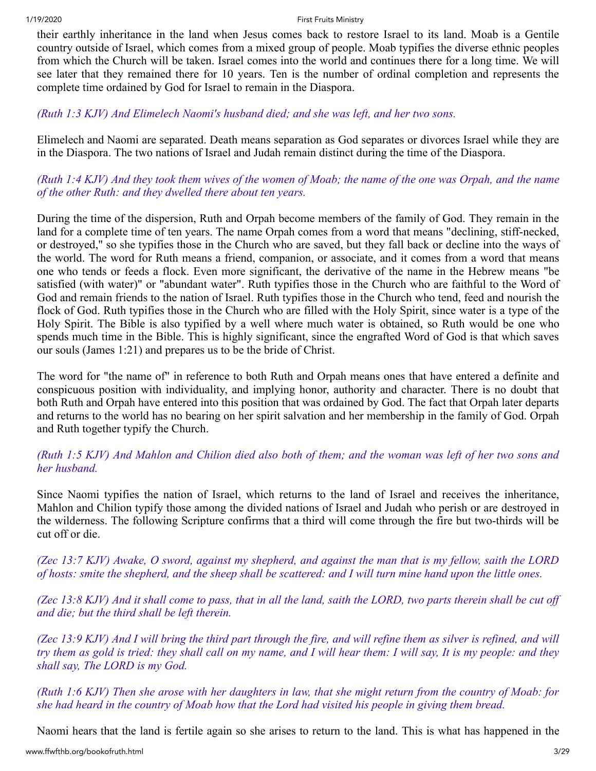their earthly inheritance in the land when Jesus comes back to restore Israel to its land. Moab is a Gentile country outside of Israel, which comes from a mixed group of people. Moab typifies the diverse ethnic peoples from which the Church will be taken. Israel comes into the world and continues there for a long time. We will see later that they remained there for 10 years. Ten is the number of ordinal completion and represents the complete time ordained by God for Israel to remain in the Diaspora.

*(Ruth 1:3 KJV) And Elimelech Naomi's husband died; and she was left, and her two sons.*

Elimelech and Naomi are separated. Death means separation as God separates or divorces Israel while they are in the Diaspora. The two nations of Israel and Judah remain distinct during the time of the Diaspora.

*(Ruth 1:4 KJV) And they took them wives of the women of Moab; the name of the one was Orpah, and the name of the other Ruth: and they dwelled there about ten years.*

During the time of the dispersion, Ruth and Orpah become members of the family of God. They remain in the land for a complete time of ten years. The name Orpah comes from a word that means "declining, stiff-necked, or destroyed," so she typifies those in the Church who are saved, but they fall back or decline into the ways of the world. The word for Ruth means a friend, companion, or associate, and it comes from a word that means one who tends or feeds a flock. Even more significant, the derivative of the name in the Hebrew means "be satisfied (with water)" or "abundant water". Ruth typifies those in the Church who are faithful to the Word of God and remain friends to the nation of Israel. Ruth typifies those in the Church who tend, feed and nourish the flock of God. Ruth typifies those in the Church who are filled with the Holy Spirit, since water is a type of the Holy Spirit. The Bible is also typified by a well where much water is obtained, so Ruth would be one who spends much time in the Bible. This is highly significant, since the engrafted Word of God is that which saves our souls (James 1:21) and prepares us to be the bride of Christ.

The word for "the name of" in reference to both Ruth and Orpah means ones that have entered a definite and conspicuous position with individuality, and implying honor, authority and character. There is no doubt that both Ruth and Orpah have entered into this position that was ordained by God. The fact that Orpah later departs and returns to the world has no bearing on her spirit salvation and her membership in the family of God. Orpah and Ruth together typify the Church.

*(Ruth 1:5 KJV) And Mahlon and Chilion died also both of them; and the woman was left of her two sons and her husband.*

Since Naomi typifies the nation of Israel, which returns to the land of Israel and receives the inheritance, Mahlon and Chilion typify those among the divided nations of Israel and Judah who perish or are destroyed in the wilderness. The following Scripture confirms that a third will come through the fire but two-thirds will be cut off or die.

*(Zec 13:7 KJV) Awake, O sword, against my shepherd, and against the man that is my fellow, saith the LORD of hosts: smite the shepherd, and the sheep shall be scattered: and I will turn mine hand upon the little ones.*

*(Zec 13:8 KJV) And it shall come to pass, that in all the land, saith the LORD, two parts therein shall be cut off and die; but the third shall be left therein.*

*(Zec 13:9 KJV) And I will bring the third part through the fire, and will refine them as silver is refined, and will try them as gold is tried: they shall call on my name, and I will hear them: I will say, It is my people: and they shall say, The LORD is my God.*

*(Ruth 1:6 KJV) Then she arose with her daughters in law, that she might return from the country of Moab: for she had heard in the country of Moab how that the Lord had visited his people in giving them bread.*

Naomi hears that the land is fertile again so she arises to return to the land. This is what has happened in the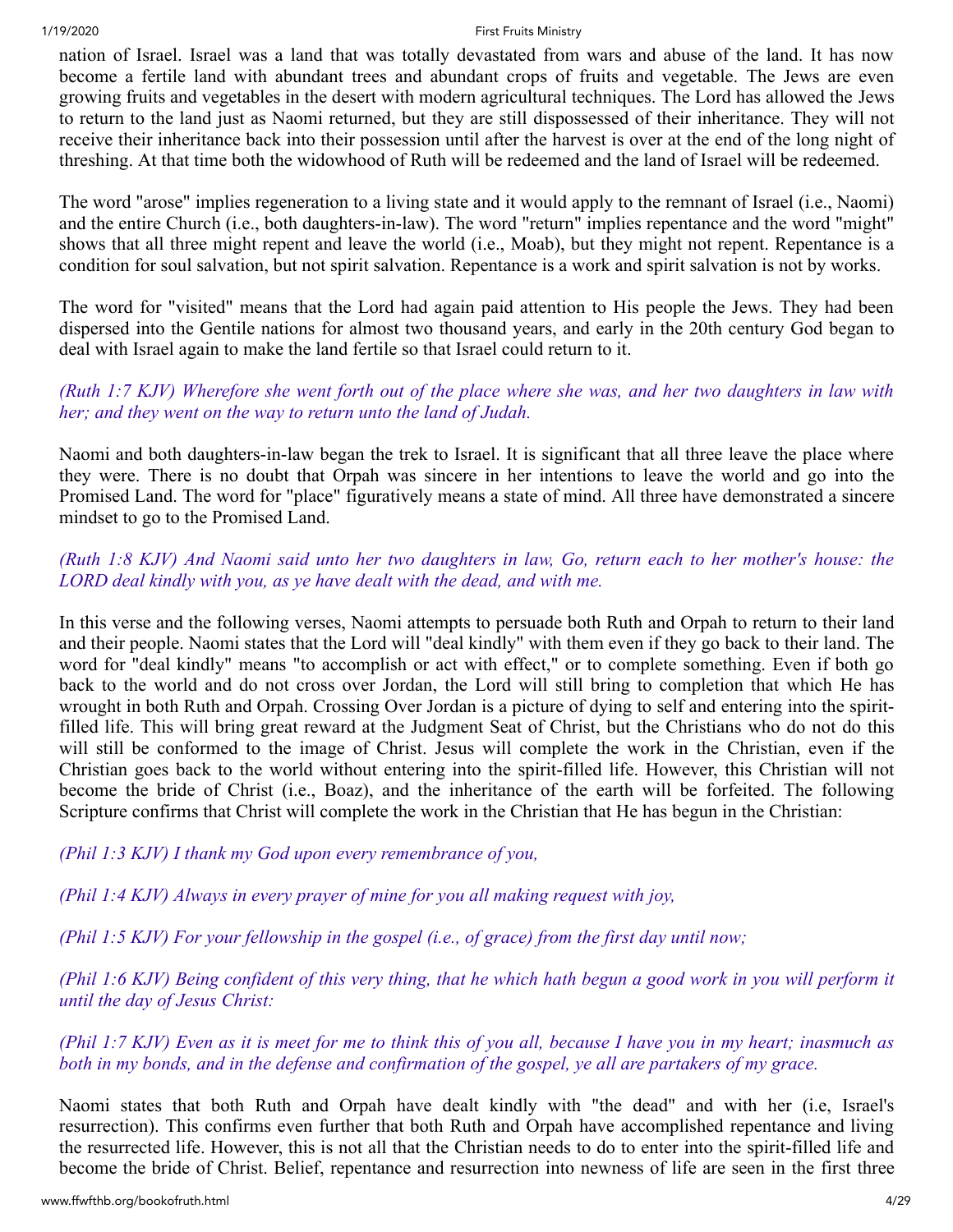nation of Israel. Israel was a land that was totally devastated from wars and abuse of the land. It has now become a fertile land with abundant trees and abundant crops of fruits and vegetable. The Jews are even growing fruits and vegetables in the desert with modern agricultural techniques. The Lord has allowed the Jews to return to the land just as Naomi returned, but they are still dispossessed of their inheritance. They will not receive their inheritance back into their possession until after the harvest is over at the end of the long night of threshing. At that time both the widowhood of Ruth will be redeemed and the land of Israel will be redeemed.

The word "arose" implies regeneration to a living state and it would apply to the remnant of Israel (i.e., Naomi) and the entire Church (i.e., both daughters-in-law). The word "return" implies repentance and the word "might" shows that all three might repent and leave the world (i.e., Moab), but they might not repent. Repentance is a condition for soul salvation, but not spirit salvation. Repentance is a work and spirit salvation is not by works.

The word for "visited" means that the Lord had again paid attention to His people the Jews. They had been dispersed into the Gentile nations for almost two thousand years, and early in the 20th century God began to deal with Israel again to make the land fertile so that Israel could return to it.

*(Ruth 1:7 KJV) Wherefore she went forth out of the place where she was, and her two daughters in law with her; and they went on the way to return unto the land of Judah.*

Naomi and both daughters-in-law began the trek to Israel. It is significant that all three leave the place where they were. There is no doubt that Orpah was sincere in her intentions to leave the world and go into the Promised Land. The word for "place" figuratively means a state of mind. All three have demonstrated a sincere mindset to go to the Promised Land.

*(Ruth 1:8 KJV) And Naomi said unto her two daughters in law, Go, return each to her mother's house: the LORD deal kindly with you, as ye have dealt with the dead, and with me.*

In this verse and the following verses, Naomi attempts to persuade both Ruth and Orpah to return to their land and their people. Naomi states that the Lord will "deal kindly" with them even if they go back to their land. The word for "deal kindly" means "to accomplish or act with effect," or to complete something. Even if both go back to the world and do not cross over Jordan, the Lord will still bring to completion that which He has wrought in both Ruth and Orpah. Crossing Over Jordan is a picture of dying to self and entering into the spirit-filled life. This will bring great reward at the Judgment Seat of Christ, but the Christians who do not do this will still be conformed to the image of Christ. Jesus will complete the work in the Christian, even if the Christian goes back to the world without entering into the spirit-filled life. However, this Christian will not become the bride of Christ (i.e., Boaz), and the inheritance of the earth will be forfeited. The following Scripture confirms that Christ will complete the work in the Christian that He has begun in the Christian:

*(Phil 1:3 KJV) I thank my God upon every remembrance of you,*

*(Phil 1:4 KJV) Always in every prayer of mine for you all making request with joy,*

*(Phil 1:5 KJV) For your fellowship in the gospel (i.e., of grace) from the first day until now;*

*(Phil 1:6 KJV) Being confident of this very thing, that he which hath begun a good work in you will perform it until the day of Jesus Christ:*

*(Phil 1:7 KJV) Even as it is meet for me to think this of you all, because I have you in my heart; inasmuch as both in my bonds, and in the defense and confirmation of the gospel, ye all are partakers of my grace.*

Naomi states that both Ruth and Orpah have dealt kindly with "the dead" and with her (i.e, Israel's resurrection). This confirms even further that both Ruth and Orpah have accomplished repentance and living the resurrected life. However, this is not all that the Christian needs to do to enter into the spirit-filled life and become the bride of Christ. Belief, repentance and resurrection into newness of life are seen in the first three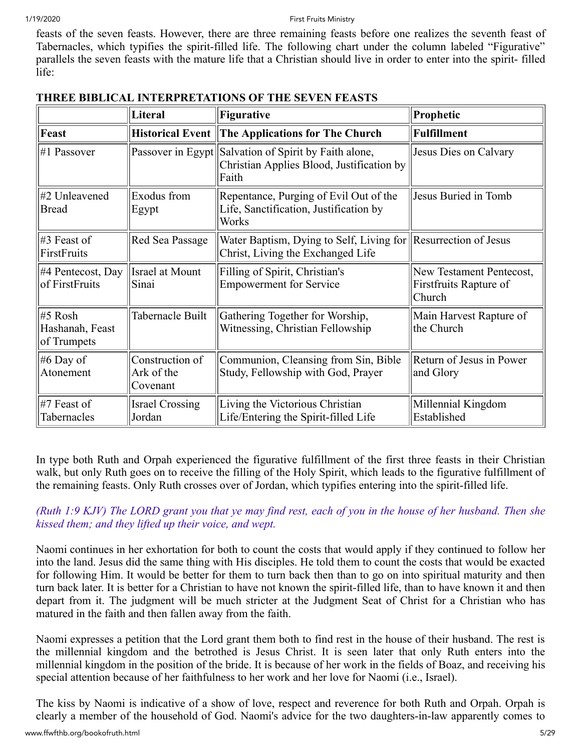feasts of the seven feasts. However, there are three remaining feasts before one realizes the seventh feast of Tabernacles, which typifies the spirit-filled life. The following chart under the column labeled "Figurative" parallels the seven feasts with the mature life that a Christian should live in order to enter into the spirit- filled life:

**THREE BIBLICAL INTERPRETATIONS OF THE SEVEN FEASTS**

| | Literal | Figurative | Prophetic |
|---|---|---|---|
| **Feast** | **Historical Event** | **The Applications for The Church** | **Fulfillment** |
| #1 Passover | Passover in Egypt | Salvation of Spirit by Faith alone, Christian Applies Blood, Justification by Faith | Jesus Dies on Calvary |
| #2 Unleavened Bread | Exodus from Egypt | Repentance, Purging of Evil Out of the Life, Sanctification, Justification by Works | Jesus Buried in Tomb |
| #3 Feast of FirstFruits | Red Sea Passage | Water Baptism, Dying to Self, Living for Christ, Living the Exchanged Life | Resurrection of Jesus |
| #4 Pentecost, Day of FirstFruits | Israel at Mount Sinai | Filling of Spirit, Christian's Empowerment for Service | New Testament Pentecost, Firstfruits Rapture of Church |
| #5 Rosh Hashanah, Feast of Trumpets | Tabernacle Built | Gathering Together for Worship, Witnessing, Christian Fellowship | Main Harvest Rapture of the Church |
| #6 Day of Atonement | Construction of Ark of the Covenant | Communion, Cleansing from Sin, Bible Study, Fellowship with God, Prayer | Return of Jesus in Power and Glory |
| #7 Feast of Tabernacles | Israel Crossing Jordan | Living the Victorious Christian Life/Entering the Spirit-filled Life | Millennial Kingdom Established |

In type both Ruth and Orpah experienced the figurative fulfillment of the first three feasts in their Christian walk, but only Ruth goes on to receive the filling of the Holy Spirit, which leads to the figurative fulfillment of the remaining feasts. Only Ruth crosses over of Jordan, which typifies entering into the spirit-filled life.

*(Ruth 1:9 KJV) The LORD grant you that ye may find rest, each of you in the house of her husband. Then she kissed them; and they lifted up their voice, and wept.*

Naomi continues in her exhortation for both to count the costs that would apply if they continued to follow her into the land. Jesus did the same thing with His disciples. He told them to count the costs that would be exacted for following Him. It would be better for them to turn back then than to go on into spiritual maturity and then turn back later. It is better for a Christian to have not known the spirit-filled life, than to have known it and then depart from it. The judgment will be much stricter at the Judgment Seat of Christ for a Christian who has matured in the faith and then fallen away from the faith.

Naomi expresses a petition that the Lord grant them both to find rest in the house of their husband. The rest is the millennial kingdom and the betrothed is Jesus Christ. It is seen later that only Ruth enters into the millennial kingdom in the position of the bride. It is because of her work in the fields of Boaz, and receiving his special attention because of her faithfulness to her work and her love for Naomi (i.e., Israel).

The kiss by Naomi is indicative of a show of love, respect and reverence for both Ruth and Orpah. Orpah is clearly a member of the household of God. Naomi's advice for the two daughters-in-law apparently comes to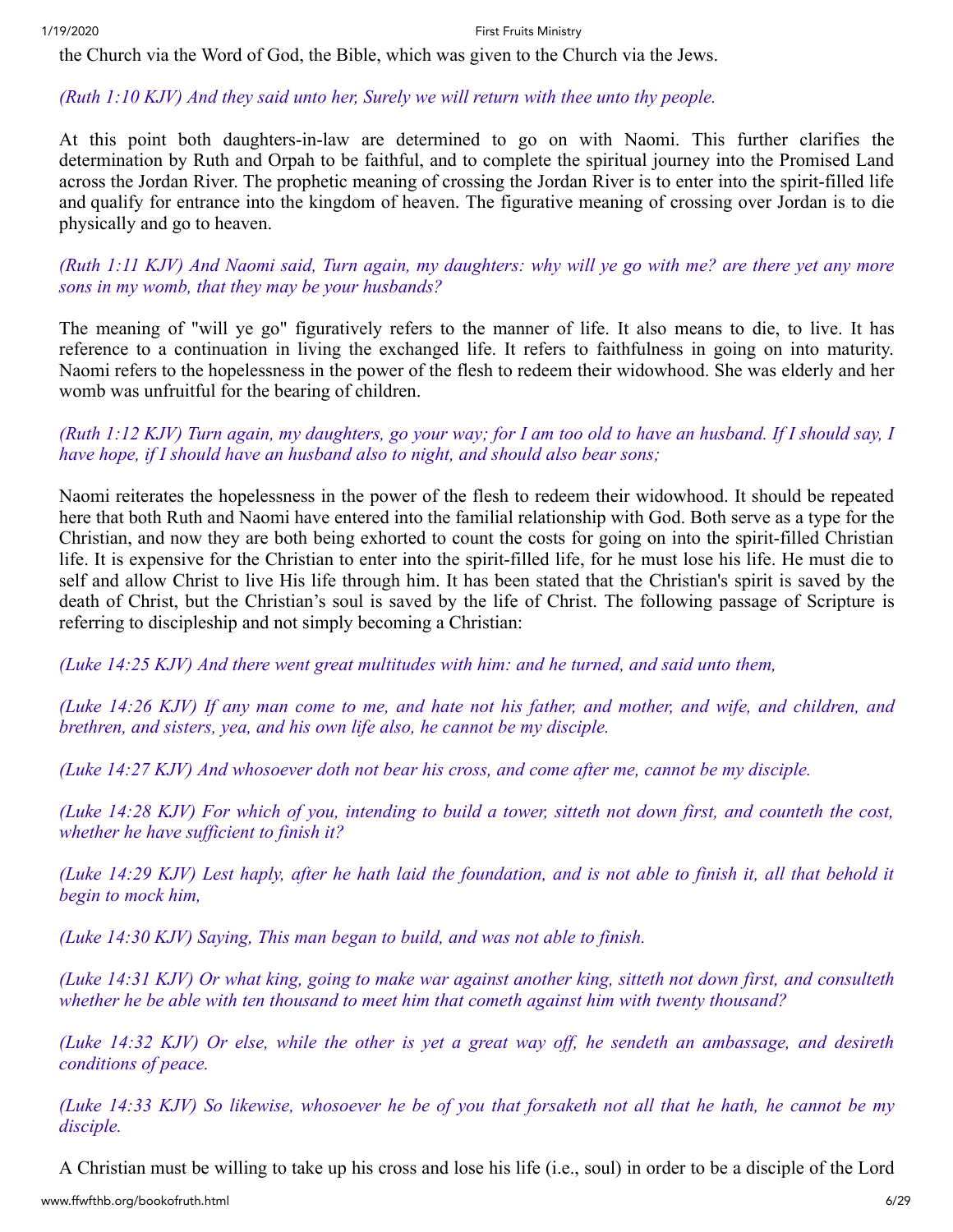the Church via the Word of God, the Bible, which was given to the Church via the Jews.

*(Ruth 1:10 KJV) And they said unto her, Surely we will return with thee unto thy people.*

At this point both daughters-in-law are determined to go on with Naomi. This further clarifies the determination by Ruth and Orpah to be faithful, and to complete the spiritual journey into the Promised Land across the Jordan River. The prophetic meaning of crossing the Jordan River is to enter into the spirit-filled life and qualify for entrance into the kingdom of heaven. The figurative meaning of crossing over Jordan is to die physically and go to heaven.

*(Ruth 1:11 KJV) And Naomi said, Turn again, my daughters: why will ye go with me? are there yet any more sons in my womb, that they may be your husbands?*

The meaning of "will ye go" figuratively refers to the manner of life. It also means to die, to live. It has reference to a continuation in living the exchanged life. It refers to faithfulness in going on into maturity. Naomi refers to the hopelessness in the power of the flesh to redeem their widowhood. She was elderly and her womb was unfruitful for the bearing of children.

*(Ruth 1:12 KJV) Turn again, my daughters, go your way; for I am too old to have an husband. If I should say, I have hope, if I should have an husband also to night, and should also bear sons;*

Naomi reiterates the hopelessness in the power of the flesh to redeem their widowhood. It should be repeated here that both Ruth and Naomi have entered into the familial relationship with God. Both serve as a type for the Christian, and now they are both being exhorted to count the costs for going on into the spirit-filled Christian life. It is expensive for the Christian to enter into the spirit-filled life, for he must lose his life. He must die to self and allow Christ to live His life through him. It has been stated that the Christian's spirit is saved by the death of Christ, but the Christian's soul is saved by the life of Christ. The following passage of Scripture is referring to discipleship and not simply becoming a Christian:

*(Luke 14:25 KJV) And there went great multitudes with him: and he turned, and said unto them,*

*(Luke 14:26 KJV) If any man come to me, and hate not his father, and mother, and wife, and children, and brethren, and sisters, yea, and his own life also, he cannot be my disciple.*

*(Luke 14:27 KJV) And whosoever doth not bear his cross, and come after me, cannot be my disciple.*

*(Luke 14:28 KJV) For which of you, intending to build a tower, sitteth not down first, and counteth the cost, whether he have sufficient to finish it?*

*(Luke 14:29 KJV) Lest haply, after he hath laid the foundation, and is not able to finish it, all that behold it begin to mock him,*

*(Luke 14:30 KJV) Saying, This man began to build, and was not able to finish.*

*(Luke 14:31 KJV) Or what king, going to make war against another king, sitteth not down first, and consulteth whether he be able with ten thousand to meet him that cometh against him with twenty thousand?*

*(Luke 14:32 KJV) Or else, while the other is yet a great way off, he sendeth an ambassage, and desireth conditions of peace.*

*(Luke 14:33 KJV) So likewise, whosoever he be of you that forsaketh not all that he hath, he cannot be my disciple.*

A Christian must be willing to take up his cross and lose his life (i.e., soul) in order to be a disciple of the Lord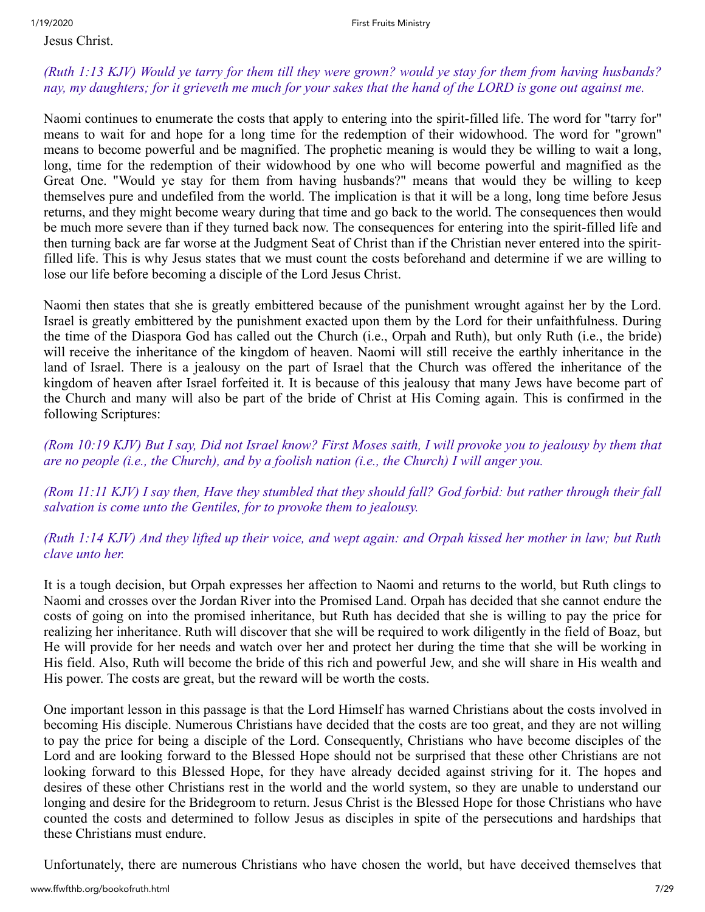Jesus Christ.

*(Ruth 1:13 KJV) Would ye tarry for them till they were grown? would ye stay for them from having husbands? nay, my daughters; for it grieveth me much for your sakes that the hand of the LORD is gone out against me.*

Naomi continues to enumerate the costs that apply to entering into the spirit-filled life. The word for "tarry for" means to wait for and hope for a long time for the redemption of their widowhood. The word for "grown" means to become powerful and be magnified. The prophetic meaning is would they be willing to wait a long, long, time for the redemption of their widowhood by one who will become powerful and magnified as the Great One. "Would ye stay for them from having husbands?" means that would they be willing to keep themselves pure and undefiled from the world. The implication is that it will be a long, long time before Jesus returns, and they might become weary during that time and go back to the world. The consequences then would be much more severe than if they turned back now. The consequences for entering into the spirit-filled life and then turning back are far worse at the Judgment Seat of Christ than if the Christian never entered into the spirit-filled life. This is why Jesus states that we must count the costs beforehand and determine if we are willing to lose our life before becoming a disciple of the Lord Jesus Christ.

Naomi then states that she is greatly embittered because of the punishment wrought against her by the Lord. Israel is greatly embittered by the punishment exacted upon them by the Lord for their unfaithfulness. During the time of the Diaspora God has called out the Church (i.e., Orpah and Ruth), but only Ruth (i.e., the bride) will receive the inheritance of the kingdom of heaven. Naomi will still receive the earthly inheritance in the land of Israel. There is a jealousy on the part of Israel that the Church was offered the inheritance of the kingdom of heaven after Israel forfeited it. It is because of this jealousy that many Jews have become part of the Church and many will also be part of the bride of Christ at His Coming again. This is confirmed in the following Scriptures:

*(Rom 10:19 KJV) But I say, Did not Israel know? First Moses saith, I will provoke you to jealousy by them that are no people (i.e., the Church), and by a foolish nation (i.e., the Church) I will anger you.*

*(Rom 11:11 KJV) I say then, Have they stumbled that they should fall? God forbid: but rather through their fall salvation is come unto the Gentiles, for to provoke them to jealousy.*

*(Ruth 1:14 KJV) And they lifted up their voice, and wept again: and Orpah kissed her mother in law; but Ruth clave unto her.*

It is a tough decision, but Orpah expresses her affection to Naomi and returns to the world, but Ruth clings to Naomi and crosses over the Jordan River into the Promised Land. Orpah has decided that she cannot endure the costs of going on into the promised inheritance, but Ruth has decided that she is willing to pay the price for realizing her inheritance. Ruth will discover that she will be required to work diligently in the field of Boaz, but He will provide for her needs and watch over her and protect her during the time that she will be working in His field. Also, Ruth will become the bride of this rich and powerful Jew, and she will share in His wealth and His power. The costs are great, but the reward will be worth the costs.

One important lesson in this passage is that the Lord Himself has warned Christians about the costs involved in becoming His disciple. Numerous Christians have decided that the costs are too great, and they are not willing to pay the price for being a disciple of the Lord. Consequently, Christians who have become disciples of the Lord and are looking forward to the Blessed Hope should not be surprised that these other Christians are not looking forward to this Blessed Hope, for they have already decided against striving for it. The hopes and desires of these other Christians rest in the world and the world system, so they are unable to understand our longing and desire for the Bridegroom to return. Jesus Christ is the Blessed Hope for those Christians who have counted the costs and determined to follow Jesus as disciples in spite of the persecutions and hardships that these Christians must endure.

Unfortunately, there are numerous Christians who have chosen the world, but have deceived themselves that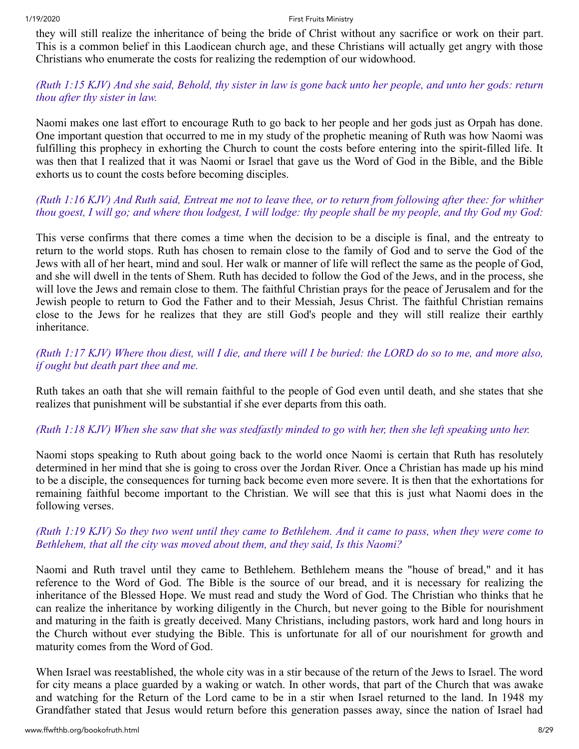they will still realize the inheritance of being the bride of Christ without any sacrifice or work on their part. This is a common belief in this Laodicean church age, and these Christians will actually get angry with those Christians who enumerate the costs for realizing the redemption of our widowhood.

*(Ruth 1:15 KJV) And she said, Behold, thy sister in law is gone back unto her people, and unto her gods: return thou after thy sister in law.*

Naomi makes one last effort to encourage Ruth to go back to her people and her gods just as Orpah has done. One important question that occurred to me in my study of the prophetic meaning of Ruth was how Naomi was fulfilling this prophecy in exhorting the Church to count the costs before entering into the spirit-filled life. It was then that I realized that it was Naomi or Israel that gave us the Word of God in the Bible, and the Bible exhorts us to count the costs before becoming disciples.

*(Ruth 1:16 KJV) And Ruth said, Entreat me not to leave thee, or to return from following after thee: for whither thou goest, I will go; and where thou lodgest, I will lodge: thy people shall be my people, and thy God my God:*

This verse confirms that there comes a time when the decision to be a disciple is final, and the entreaty to return to the world stops. Ruth has chosen to remain close to the family of God and to serve the God of the Jews with all of her heart, mind and soul. Her walk or manner of life will reflect the same as the people of God, and she will dwell in the tents of Shem. Ruth has decided to follow the God of the Jews, and in the process, she will love the Jews and remain close to them. The faithful Christian prays for the peace of Jerusalem and for the Jewish people to return to God the Father and to their Messiah, Jesus Christ. The faithful Christian remains close to the Jews for he realizes that they are still God's people and they will still realize their earthly inheritance.

*(Ruth 1:17 KJV) Where thou diest, will I die, and there will I be buried: the LORD do so to me, and more also, if ought but death part thee and me.*

Ruth takes an oath that she will remain faithful to the people of God even until death, and she states that she realizes that punishment will be substantial if she ever departs from this oath.

*(Ruth 1:18 KJV) When she saw that she was stedfastly minded to go with her, then she left speaking unto her.*

Naomi stops speaking to Ruth about going back to the world once Naomi is certain that Ruth has resolutely determined in her mind that she is going to cross over the Jordan River. Once a Christian has made up his mind to be a disciple, the consequences for turning back become even more severe. It is then that the exhortations for remaining faithful become important to the Christian. We will see that this is just what Naomi does in the following verses.

*(Ruth 1:19 KJV) So they two went until they came to Bethlehem. And it came to pass, when they were come to Bethlehem, that all the city was moved about them, and they said, Is this Naomi?*

Naomi and Ruth travel until they came to Bethlehem. Bethlehem means the "house of bread," and it has reference to the Word of God. The Bible is the source of our bread, and it is necessary for realizing the inheritance of the Blessed Hope. We must read and study the Word of God. The Christian who thinks that he can realize the inheritance by working diligently in the Church, but never going to the Bible for nourishment and maturing in the faith is greatly deceived. Many Christians, including pastors, work hard and long hours in the Church without ever studying the Bible. This is unfortunate for all of our nourishment for growth and maturity comes from the Word of God.

When Israel was reestablished, the whole city was in a stir because of the return of the Jews to Israel. The word for city means a place guarded by a waking or watch. In other words, that part of the Church that was awake and watching for the Return of the Lord came to be in a stir when Israel returned to the land. In 1948 my Grandfather stated that Jesus would return before this generation passes away, since the nation of Israel had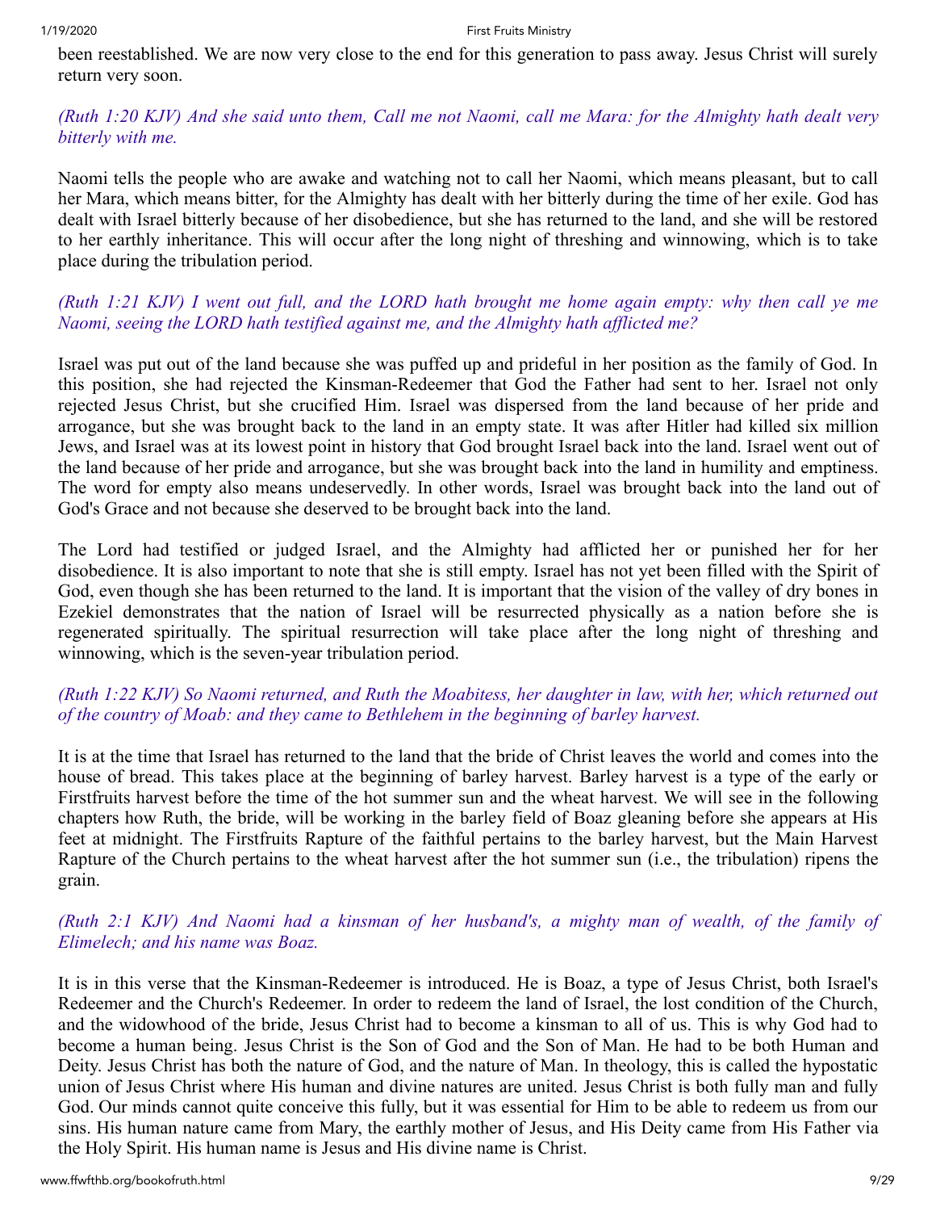been reestablished. We are now very close to the end for this generation to pass away. Jesus Christ will surely return very soon.

*(Ruth 1:20 KJV) And she said unto them, Call me not Naomi, call me Mara: for the Almighty hath dealt very bitterly with me.*

Naomi tells the people who are awake and watching not to call her Naomi, which means pleasant, but to call her Mara, which means bitter, for the Almighty has dealt with her bitterly during the time of her exile. God has dealt with Israel bitterly because of her disobedience, but she has returned to the land, and she will be restored to her earthly inheritance. This will occur after the long night of threshing and winnowing, which is to take place during the tribulation period.

*(Ruth 1:21 KJV) I went out full, and the LORD hath brought me home again empty: why then call ye me Naomi, seeing the LORD hath testified against me, and the Almighty hath afflicted me?*

Israel was put out of the land because she was puffed up and prideful in her position as the family of God. In this position, she had rejected the Kinsman-Redeemer that God the Father had sent to her. Israel not only rejected Jesus Christ, but she crucified Him. Israel was dispersed from the land because of her pride and arrogance, but she was brought back to the land in an empty state. It was after Hitler had killed six million Jews, and Israel was at its lowest point in history that God brought Israel back into the land. Israel went out of the land because of her pride and arrogance, but she was brought back into the land in humility and emptiness. The word for empty also means undeservedly. In other words, Israel was brought back into the land out of God's Grace and not because she deserved to be brought back into the land.

The Lord had testified or judged Israel, and the Almighty had afflicted her or punished her for her disobedience. It is also important to note that she is still empty. Israel has not yet been filled with the Spirit of God, even though she has been returned to the land. It is important that the vision of the valley of dry bones in Ezekiel demonstrates that the nation of Israel will be resurrected physically as a nation before she is regenerated spiritually. The spiritual resurrection will take place after the long night of threshing and winnowing, which is the seven-year tribulation period.

*(Ruth 1:22 KJV) So Naomi returned, and Ruth the Moabitess, her daughter in law, with her, which returned out of the country of Moab: and they came to Bethlehem in the beginning of barley harvest.*

It is at the time that Israel has returned to the land that the bride of Christ leaves the world and comes into the house of bread. This takes place at the beginning of barley harvest. Barley harvest is a type of the early or Firstfruits harvest before the time of the hot summer sun and the wheat harvest. We will see in the following chapters how Ruth, the bride, will be working in the barley field of Boaz gleaning before she appears at His feet at midnight. The Firstfruits Rapture of the faithful pertains to the barley harvest, but the Main Harvest Rapture of the Church pertains to the wheat harvest after the hot summer sun (i.e., the tribulation) ripens the grain.

*(Ruth 2:1 KJV) And Naomi had a kinsman of her husband's, a mighty man of wealth, of the family of Elimelech; and his name was Boaz.*

It is in this verse that the Kinsman-Redeemer is introduced. He is Boaz, a type of Jesus Christ, both Israel's Redeemer and the Church's Redeemer. In order to redeem the land of Israel, the lost condition of the Church, and the widowhood of the bride, Jesus Christ had to become a kinsman to all of us. This is why God had to become a human being. Jesus Christ is the Son of God and the Son of Man. He had to be both Human and Deity. Jesus Christ has both the nature of God, and the nature of Man. In theology, this is called the hypostatic union of Jesus Christ where His human and divine natures are united. Jesus Christ is both fully man and fully God. Our minds cannot quite conceive this fully, but it was essential for Him to be able to redeem us from our sins. His human nature came from Mary, the earthly mother of Jesus, and His Deity came from His Father via the Holy Spirit. His human name is Jesus and His divine name is Christ.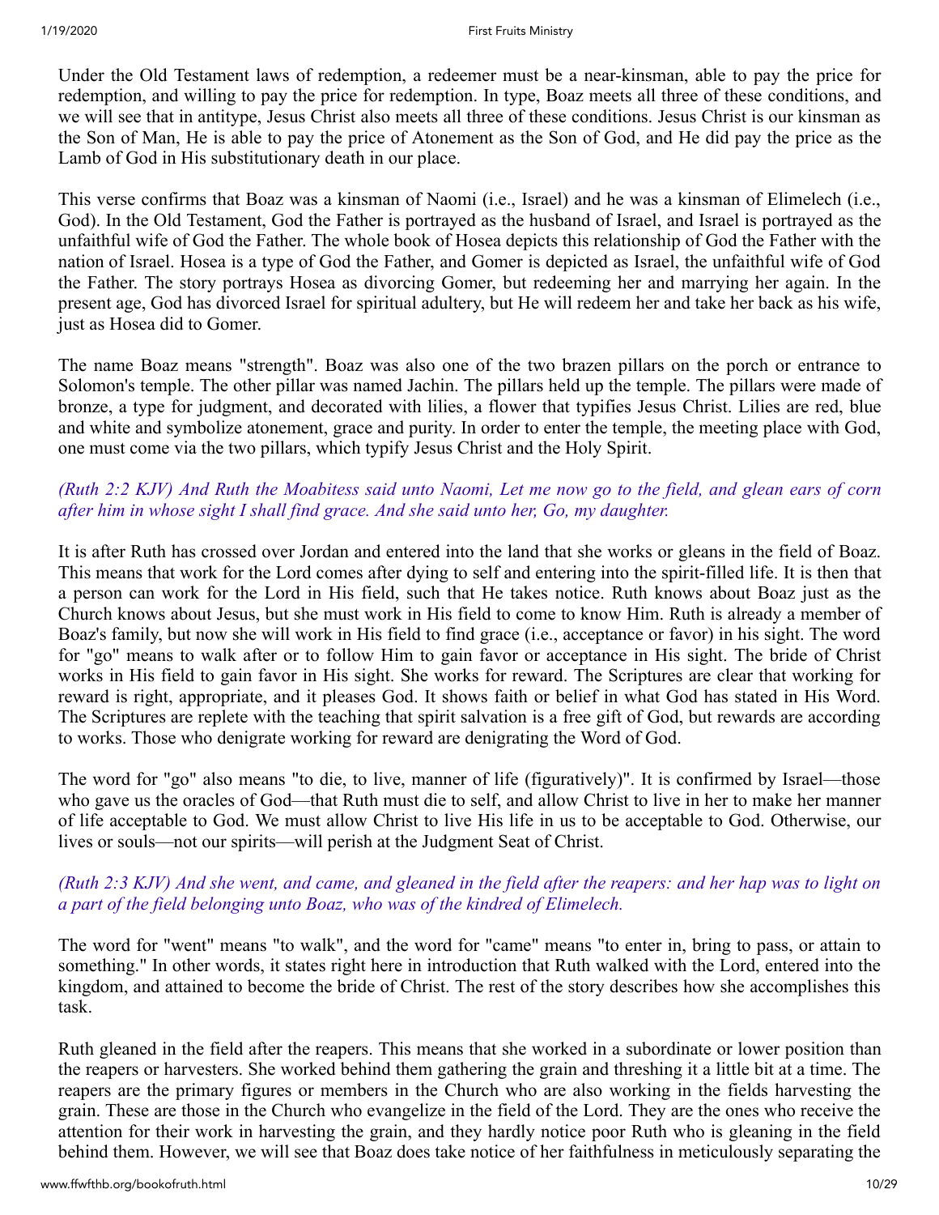Under the Old Testament laws of redemption, a redeemer must be a near-kinsman, able to pay the price for redemption, and willing to pay the price for redemption. In type, Boaz meets all three of these conditions, and we will see that in antitype, Jesus Christ also meets all three of these conditions. Jesus Christ is our kinsman as the Son of Man, He is able to pay the price of Atonement as the Son of God, and He did pay the price as the Lamb of God in His substitutionary death in our place.

This verse confirms that Boaz was a kinsman of Naomi (i.e., Israel) and he was a kinsman of Elimelech (i.e., God). In the Old Testament, God the Father is portrayed as the husband of Israel, and Israel is portrayed as the unfaithful wife of God the Father. The whole book of Hosea depicts this relationship of God the Father with the nation of Israel. Hosea is a type of God the Father, and Gomer is depicted as Israel, the unfaithful wife of God the Father. The story portrays Hosea as divorcing Gomer, but redeeming her and marrying her again. In the present age, God has divorced Israel for spiritual adultery, but He will redeem her and take her back as his wife, just as Hosea did to Gomer.

The name Boaz means "strength". Boaz was also one of the two brazen pillars on the porch or entrance to Solomon's temple. The other pillar was named Jachin. The pillars held up the temple. The pillars were made of bronze, a type for judgment, and decorated with lilies, a flower that typifies Jesus Christ. Lilies are red, blue and white and symbolize atonement, grace and purity. In order to enter the temple, the meeting place with God, one must come via the two pillars, which typify Jesus Christ and the Holy Spirit.

*(Ruth 2:2 KJV) And Ruth the Moabitess said unto Naomi, Let me now go to the field, and glean ears of corn after him in whose sight I shall find grace. And she said unto her, Go, my daughter.*

It is after Ruth has crossed over Jordan and entered into the land that she works or gleans in the field of Boaz. This means that work for the Lord comes after dying to self and entering into the spirit-filled life. It is then that a person can work for the Lord in His field, such that He takes notice. Ruth knows about Boaz just as the Church knows about Jesus, but she must work in His field to come to know Him. Ruth is already a member of Boaz's family, but now she will work in His field to find grace (i.e., acceptance or favor) in his sight. The word for "go" means to walk after or to follow Him to gain favor or acceptance in His sight. The bride of Christ works in His field to gain favor in His sight. She works for reward. The Scriptures are clear that working for reward is right, appropriate, and it pleases God. It shows faith or belief in what God has stated in His Word. The Scriptures are replete with the teaching that spirit salvation is a free gift of God, but rewards are according to works. Those who denigrate working for reward are denigrating the Word of God.

The word for "go" also means "to die, to live, manner of life (figuratively)". It is confirmed by Israel—those who gave us the oracles of God—that Ruth must die to self, and allow Christ to live in her to make her manner of life acceptable to God. We must allow Christ to live His life in us to be acceptable to God. Otherwise, our lives or souls—not our spirits—will perish at the Judgment Seat of Christ.

*(Ruth 2:3 KJV) And she went, and came, and gleaned in the field after the reapers: and her hap was to light on a part of the field belonging unto Boaz, who was of the kindred of Elimelech.*

The word for "went" means "to walk", and the word for "came" means "to enter in, bring to pass, or attain to something." In other words, it states right here in introduction that Ruth walked with the Lord, entered into the kingdom, and attained to become the bride of Christ. The rest of the story describes how she accomplishes this task.

Ruth gleaned in the field after the reapers. This means that she worked in a subordinate or lower position than the reapers or harvesters. She worked behind them gathering the grain and threshing it a little bit at a time. The reapers are the primary figures or members in the Church who are also working in the fields harvesting the grain. These are those in the Church who evangelize in the field of the Lord. They are the ones who receive the attention for their work in harvesting the grain, and they hardly notice poor Ruth who is gleaning in the field behind them. However, we will see that Boaz does take notice of her faithfulness in meticulously separating the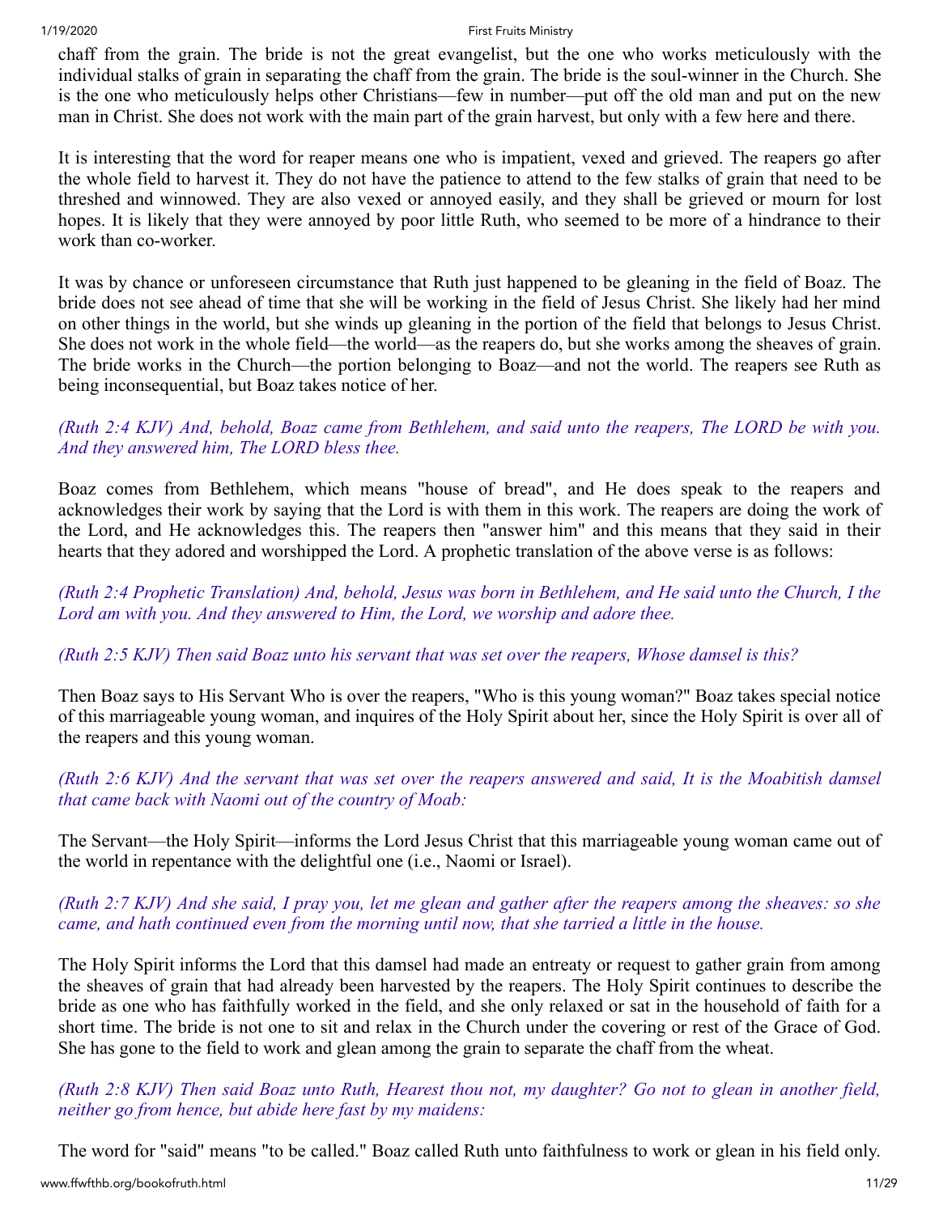chaff from the grain. The bride is not the great evangelist, but the one who works meticulously with the individual stalks of grain in separating the chaff from the grain. The bride is the soul-winner in the Church. She is the one who meticulously helps other Christians—few in number—put off the old man and put on the new man in Christ. She does not work with the main part of the grain harvest, but only with a few here and there.

It is interesting that the word for reaper means one who is impatient, vexed and grieved. The reapers go after the whole field to harvest it. They do not have the patience to attend to the few stalks of grain that need to be threshed and winnowed. They are also vexed or annoyed easily, and they shall be grieved or mourn for lost hopes. It is likely that they were annoyed by poor little Ruth, who seemed to be more of a hindrance to their work than co-worker.

It was by chance or unforeseen circumstance that Ruth just happened to be gleaning in the field of Boaz. The bride does not see ahead of time that she will be working in the field of Jesus Christ. She likely had her mind on other things in the world, but she winds up gleaning in the portion of the field that belongs to Jesus Christ. She does not work in the whole field—the world—as the reapers do, but she works among the sheaves of grain. The bride works in the Church—the portion belonging to Boaz—and not the world. The reapers see Ruth as being inconsequential, but Boaz takes notice of her.

*(Ruth 2:4 KJV) And, behold, Boaz came from Bethlehem, and said unto the reapers, The LORD be with you. And they answered him, The LORD bless thee.*

Boaz comes from Bethlehem, which means "house of bread", and He does speak to the reapers and acknowledges their work by saying that the Lord is with them in this work. The reapers are doing the work of the Lord, and He acknowledges this. The reapers then "answer him" and this means that they said in their hearts that they adored and worshipped the Lord. A prophetic translation of the above verse is as follows:

*(Ruth 2:4 Prophetic Translation) And, behold, Jesus was born in Bethlehem, and He said unto the Church, I the Lord am with you. And they answered to Him, the Lord, we worship and adore thee.*

*(Ruth 2:5 KJV) Then said Boaz unto his servant that was set over the reapers, Whose damsel is this?*

Then Boaz says to His Servant Who is over the reapers, "Who is this young woman?" Boaz takes special notice of this marriageable young woman, and inquires of the Holy Spirit about her, since the Holy Spirit is over all of the reapers and this young woman.

*(Ruth 2:6 KJV) And the servant that was set over the reapers answered and said, It is the Moabitish damsel that came back with Naomi out of the country of Moab:*

The Servant—the Holy Spirit—informs the Lord Jesus Christ that this marriageable young woman came out of the world in repentance with the delightful one (i.e., Naomi or Israel).

*(Ruth 2:7 KJV) And she said, I pray you, let me glean and gather after the reapers among the sheaves: so she came, and hath continued even from the morning until now, that she tarried a little in the house.*

The Holy Spirit informs the Lord that this damsel had made an entreaty or request to gather grain from among the sheaves of grain that had already been harvested by the reapers. The Holy Spirit continues to describe the bride as one who has faithfully worked in the field, and she only relaxed or sat in the household of faith for a short time. The bride is not one to sit and relax in the Church under the covering or rest of the Grace of God. She has gone to the field to work and glean among the grain to separate the chaff from the wheat.

*(Ruth 2:8 KJV) Then said Boaz unto Ruth, Hearest thou not, my daughter? Go not to glean in another field, neither go from hence, but abide here fast by my maidens:*

The word for "said" means "to be called." Boaz called Ruth unto faithfulness to work or glean in his field only.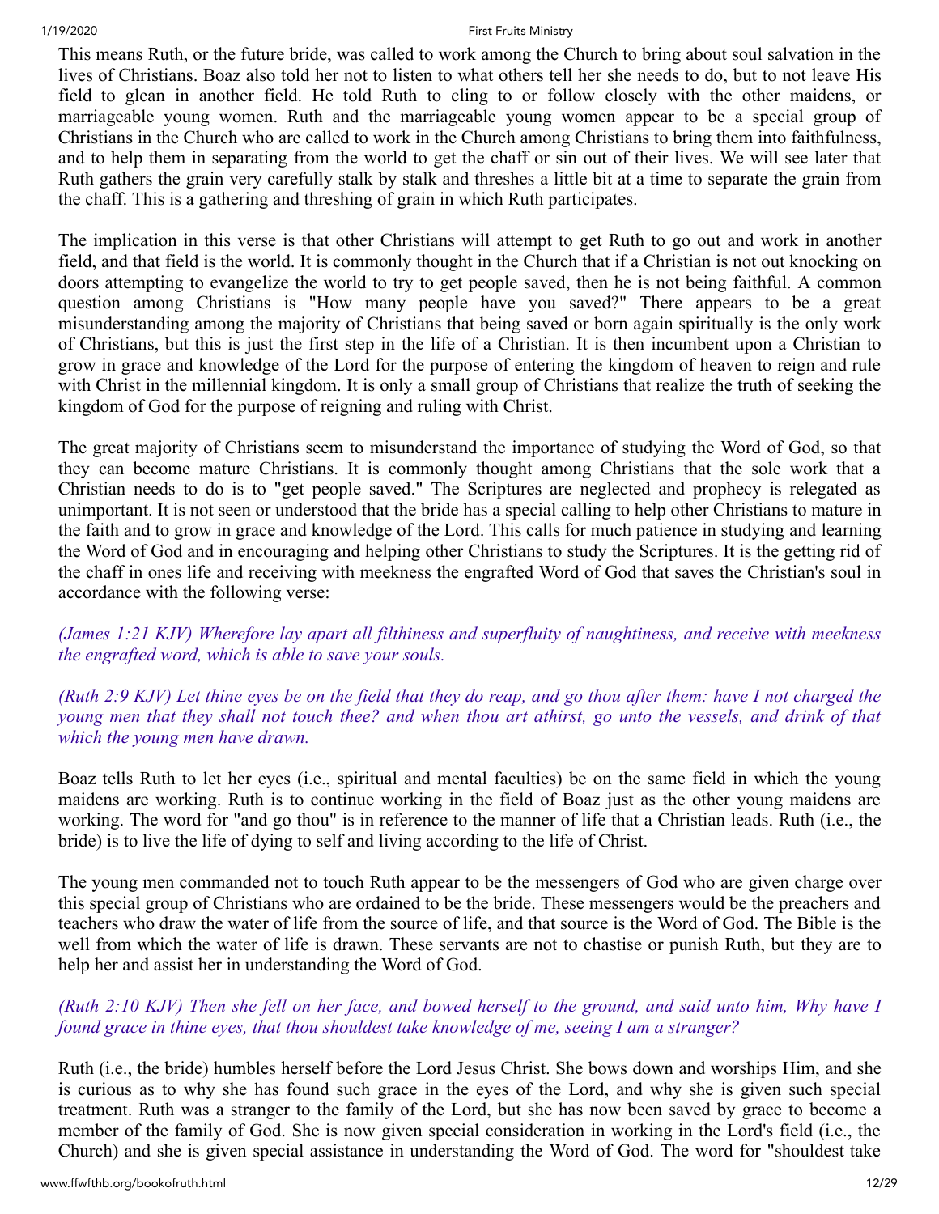This means Ruth, or the future bride, was called to work among the Church to bring about soul salvation in the lives of Christians. Boaz also told her not to listen to what others tell her she needs to do, but to not leave His field to glean in another field. He told Ruth to cling to or follow closely with the other maidens, or marriageable young women. Ruth and the marriageable young women appear to be a special group of Christians in the Church who are called to work in the Church among Christians to bring them into faithfulness, and to help them in separating from the world to get the chaff or sin out of their lives. We will see later that Ruth gathers the grain very carefully stalk by stalk and threshes a little bit at a time to separate the grain from the chaff. This is a gathering and threshing of grain in which Ruth participates.

The implication in this verse is that other Christians will attempt to get Ruth to go out and work in another field, and that field is the world. It is commonly thought in the Church that if a Christian is not out knocking on doors attempting to evangelize the world to try to get people saved, then he is not being faithful. A common question among Christians is "How many people have you saved?" There appears to be a great misunderstanding among the majority of Christians that being saved or born again spiritually is the only work of Christians, but this is just the first step in the life of a Christian. It is then incumbent upon a Christian to grow in grace and knowledge of the Lord for the purpose of entering the kingdom of heaven to reign and rule with Christ in the millennial kingdom. It is only a small group of Christians that realize the truth of seeking the kingdom of God for the purpose of reigning and ruling with Christ.

The great majority of Christians seem to misunderstand the importance of studying the Word of God, so that they can become mature Christians. It is commonly thought among Christians that the sole work that a Christian needs to do is to "get people saved." The Scriptures are neglected and prophecy is relegated as unimportant. It is not seen or understood that the bride has a special calling to help other Christians to mature in the faith and to grow in grace and knowledge of the Lord. This calls for much patience in studying and learning the Word of God and in encouraging and helping other Christians to study the Scriptures. It is the getting rid of the chaff in ones life and receiving with meekness the engrafted Word of God that saves the Christian's soul in accordance with the following verse:

*(James 1:21 KJV) Wherefore lay apart all filthiness and superfluity of naughtiness, and receive with meekness the engrafted word, which is able to save your souls.*

*(Ruth 2:9 KJV) Let thine eyes be on the field that they do reap, and go thou after them: have I not charged the young men that they shall not touch thee? and when thou art athirst, go unto the vessels, and drink of that which the young men have drawn.*

Boaz tells Ruth to let her eyes (i.e., spiritual and mental faculties) be on the same field in which the young maidens are working. Ruth is to continue working in the field of Boaz just as the other young maidens are working. The word for "and go thou" is in reference to the manner of life that a Christian leads. Ruth (i.e., the bride) is to live the life of dying to self and living according to the life of Christ.

The young men commanded not to touch Ruth appear to be the messengers of God who are given charge over this special group of Christians who are ordained to be the bride. These messengers would be the preachers and teachers who draw the water of life from the source of life, and that source is the Word of God. The Bible is the well from which the water of life is drawn. These servants are not to chastise or punish Ruth, but they are to help her and assist her in understanding the Word of God.

*(Ruth 2:10 KJV) Then she fell on her face, and bowed herself to the ground, and said unto him, Why have I found grace in thine eyes, that thou shouldest take knowledge of me, seeing I am a stranger?*

Ruth (i.e., the bride) humbles herself before the Lord Jesus Christ. She bows down and worships Him, and she is curious as to why she has found such grace in the eyes of the Lord, and why she is given such special treatment. Ruth was a stranger to the family of the Lord, but she has now been saved by grace to become a member of the family of God. She is now given special consideration in working in the Lord's field (i.e., the Church) and she is given special assistance in understanding the Word of God. The word for "shouldest take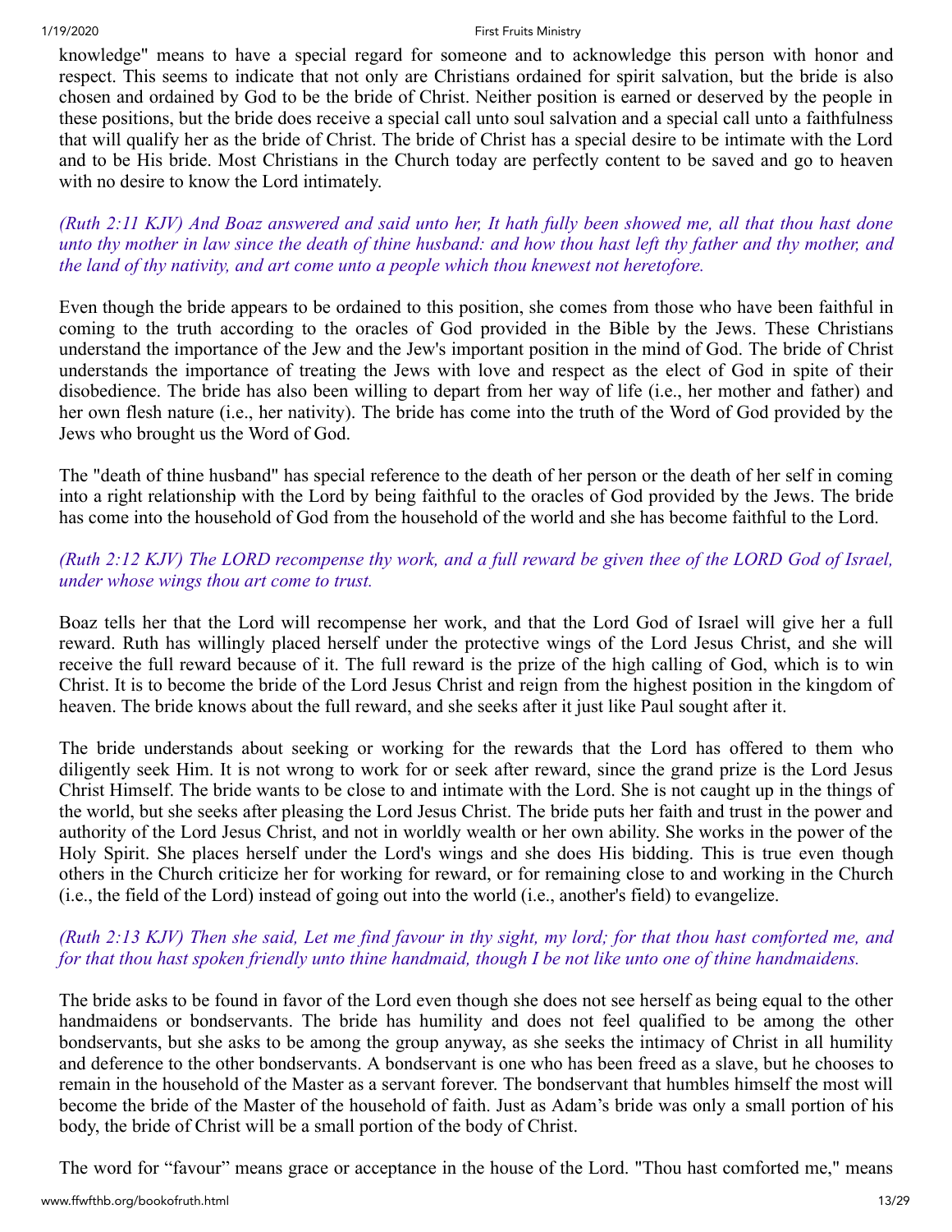knowledge" means to have a special regard for someone and to acknowledge this person with honor and respect. This seems to indicate that not only are Christians ordained for spirit salvation, but the bride is also chosen and ordained by God to be the bride of Christ. Neither position is earned or deserved by the people in these positions, but the bride does receive a special call unto soul salvation and a special call unto a faithfulness that will qualify her as the bride of Christ. The bride of Christ has a special desire to be intimate with the Lord and to be His bride. Most Christians in the Church today are perfectly content to be saved and go to heaven with no desire to know the Lord intimately.

*(Ruth 2:11 KJV) And Boaz answered and said unto her, It hath fully been showed me, all that thou hast done unto thy mother in law since the death of thine husband: and how thou hast left thy father and thy mother, and the land of thy nativity, and art come unto a people which thou knewest not heretofore.*

Even though the bride appears to be ordained to this position, she comes from those who have been faithful in coming to the truth according to the oracles of God provided in the Bible by the Jews. These Christians understand the importance of the Jew and the Jew's important position in the mind of God. The bride of Christ understands the importance of treating the Jews with love and respect as the elect of God in spite of their disobedience. The bride has also been willing to depart from her way of life (i.e., her mother and father) and her own flesh nature (i.e., her nativity). The bride has come into the truth of the Word of God provided by the Jews who brought us the Word of God.

The "death of thine husband" has special reference to the death of her person or the death of her self in coming into a right relationship with the Lord by being faithful to the oracles of God provided by the Jews. The bride has come into the household of God from the household of the world and she has become faithful to the Lord.

*(Ruth 2:12 KJV) The LORD recompense thy work, and a full reward be given thee of the LORD God of Israel, under whose wings thou art come to trust.*

Boaz tells her that the Lord will recompense her work, and that the Lord God of Israel will give her a full reward. Ruth has willingly placed herself under the protective wings of the Lord Jesus Christ, and she will receive the full reward because of it. The full reward is the prize of the high calling of God, which is to win Christ. It is to become the bride of the Lord Jesus Christ and reign from the highest position in the kingdom of heaven. The bride knows about the full reward, and she seeks after it just like Paul sought after it.

The bride understands about seeking or working for the rewards that the Lord has offered to them who diligently seek Him. It is not wrong to work for or seek after reward, since the grand prize is the Lord Jesus Christ Himself. The bride wants to be close to and intimate with the Lord. She is not caught up in the things of the world, but she seeks after pleasing the Lord Jesus Christ. The bride puts her faith and trust in the power and authority of the Lord Jesus Christ, and not in worldly wealth or her own ability. She works in the power of the Holy Spirit. She places herself under the Lord's wings and she does His bidding. This is true even though others in the Church criticize her for working for reward, or for remaining close to and working in the Church (i.e., the field of the Lord) instead of going out into the world (i.e., another's field) to evangelize.

*(Ruth 2:13 KJV) Then she said, Let me find favour in thy sight, my lord; for that thou hast comforted me, and for that thou hast spoken friendly unto thine handmaid, though I be not like unto one of thine handmaidens.*

The bride asks to be found in favor of the Lord even though she does not see herself as being equal to the other handmaidens or bondservants. The bride has humility and does not feel qualified to be among the other bondservants, but she asks to be among the group anyway, as she seeks the intimacy of Christ in all humility and deference to the other bondservants. A bondservant is one who has been freed as a slave, but he chooses to remain in the household of the Master as a servant forever. The bondservant that humbles himself the most will become the bride of the Master of the household of faith. Just as Adam's bride was only a small portion of his body, the bride of Christ will be a small portion of the body of Christ.

The word for "favour" means grace or acceptance in the house of the Lord. "Thou hast comforted me," means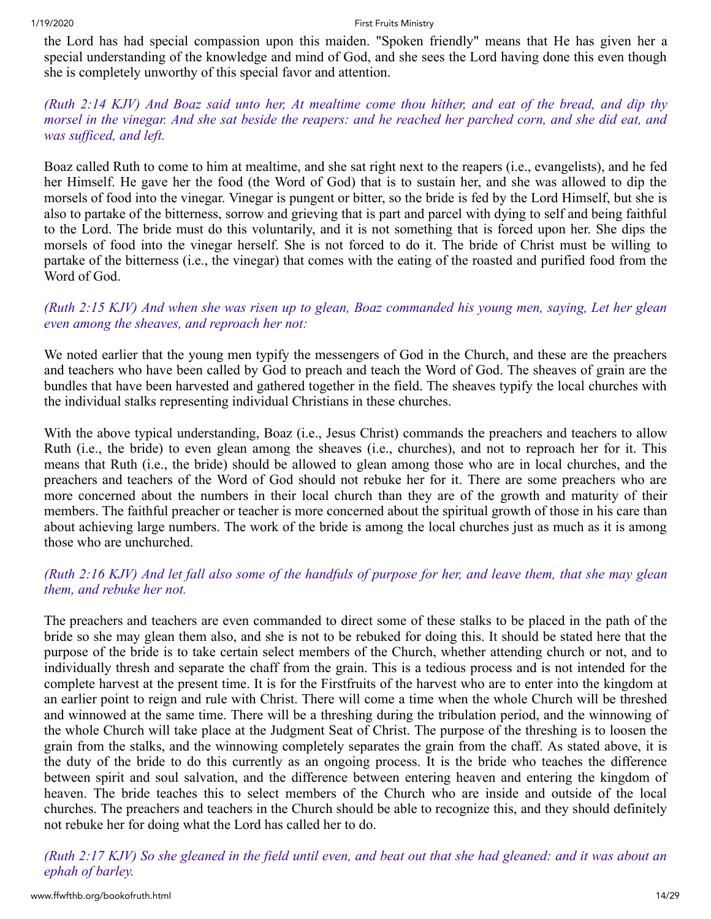the Lord has had special compassion upon this maiden. "Spoken friendly" means that He has given her a special understanding of the knowledge and mind of God, and she sees the Lord having done this even though she is completely unworthy of this special favor and attention.

*(Ruth 2:14 KJV) And Boaz said unto her, At mealtime come thou hither, and eat of the bread, and dip thy morsel in the vinegar. And she sat beside the reapers: and he reached her parched corn, and she did eat, and was sufficed, and left.*

Boaz called Ruth to come to him at mealtime, and she sat right next to the reapers (i.e., evangelists), and he fed her Himself. He gave her the food (the Word of God) that is to sustain her, and she was allowed to dip the morsels of food into the vinegar. Vinegar is pungent or bitter, so the bride is fed by the Lord Himself, but she is also to partake of the bitterness, sorrow and grieving that is part and parcel with dying to self and being faithful to the Lord. The bride must do this voluntarily, and it is not something that is forced upon her. She dips the morsels of food into the vinegar herself. She is not forced to do it. The bride of Christ must be willing to partake of the bitterness (i.e., the vinegar) that comes with the eating of the roasted and purified food from the Word of God.

*(Ruth 2:15 KJV) And when she was risen up to glean, Boaz commanded his young men, saying, Let her glean even among the sheaves, and reproach her not:*

We noted earlier that the young men typify the messengers of God in the Church, and these are the preachers and teachers who have been called by God to preach and teach the Word of God. The sheaves of grain are the bundles that have been harvested and gathered together in the field. The sheaves typify the local churches with the individual stalks representing individual Christians in these churches.

With the above typical understanding, Boaz (i.e., Jesus Christ) commands the preachers and teachers to allow Ruth (i.e., the bride) to even glean among the sheaves (i.e., churches), and not to reproach her for it. This means that Ruth (i.e., the bride) should be allowed to glean among those who are in local churches, and the preachers and teachers of the Word of God should not rebuke her for it. There are some preachers who are more concerned about the numbers in their local church than they are of the growth and maturity of their members. The faithful preacher or teacher is more concerned about the spiritual growth of those in his care than about achieving large numbers. The work of the bride is among the local churches just as much as it is among those who are unchurched.

*(Ruth 2:16 KJV) And let fall also some of the handfuls of purpose for her, and leave them, that she may glean them, and rebuke her not.*

The preachers and teachers are even commanded to direct some of these stalks to be placed in the path of the bride so she may glean them also, and she is not to be rebuked for doing this. It should be stated here that the purpose of the bride is to take certain select members of the Church, whether attending church or not, and to individually thresh and separate the chaff from the grain. This is a tedious process and is not intended for the complete harvest at the present time. It is for the Firstfruits of the harvest who are to enter into the kingdom at an earlier point to reign and rule with Christ. There will come a time when the whole Church will be threshed and winnowed at the same time. There will be a threshing during the tribulation period, and the winnowing of the whole Church will take place at the Judgment Seat of Christ. The purpose of the threshing is to loosen the grain from the stalks, and the winnowing completely separates the grain from the chaff. As stated above, it is the duty of the bride to do this currently as an ongoing process. It is the bride who teaches the difference between spirit and soul salvation, and the difference between entering heaven and entering the kingdom of heaven. The bride teaches this to select members of the Church who are inside and outside of the local churches. The preachers and teachers in the Church should be able to recognize this, and they should definitely not rebuke her for doing what the Lord has called her to do.

*(Ruth 2:17 KJV) So she gleaned in the field until even, and beat out that she had gleaned: and it was about an ephah of barley.*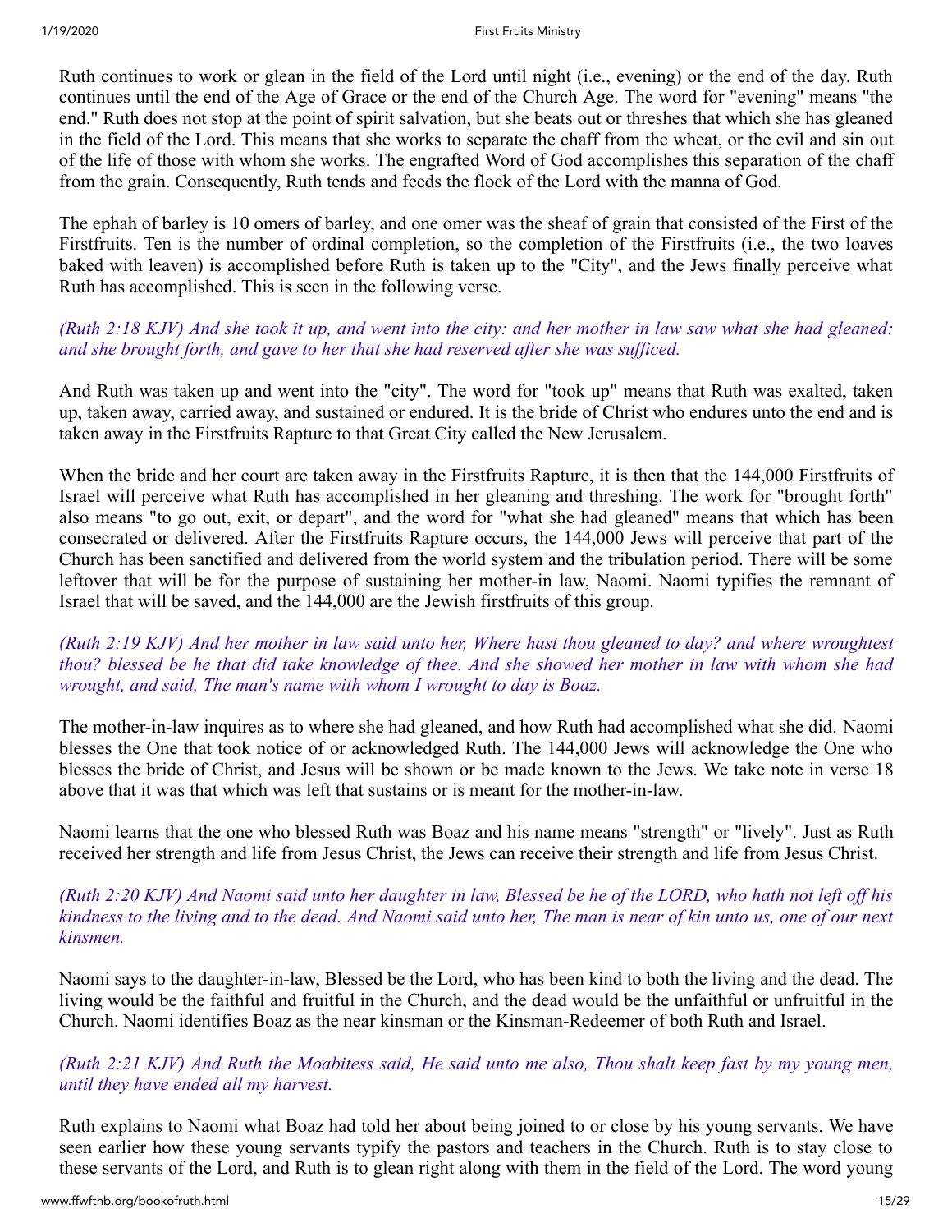Ruth continues to work or glean in the field of the Lord until night (i.e., evening) or the end of the day. Ruth continues until the end of the Age of Grace or the end of the Church Age. The word for "evening" means "the end." Ruth does not stop at the point of spirit salvation, but she beats out or threshes that which she has gleaned in the field of the Lord. This means that she works to separate the chaff from the wheat, or the evil and sin out of the life of those with whom she works. The engrafted Word of God accomplishes this separation of the chaff from the grain. Consequently, Ruth tends and feeds the flock of the Lord with the manna of God.

The ephah of barley is 10 omers of barley, and one omer was the sheaf of grain that consisted of the First of the Firstfruits. Ten is the number of ordinal completion, so the completion of the Firstfruits (i.e., the two loaves baked with leaven) is accomplished before Ruth is taken up to the "City", and the Jews finally perceive what Ruth has accomplished. This is seen in the following verse.

*(Ruth 2:18 KJV) And she took it up, and went into the city: and her mother in law saw what she had gleaned: and she brought forth, and gave to her that she had reserved after she was sufficed.*

And Ruth was taken up and went into the "city". The word for "took up" means that Ruth was exalted, taken up, taken away, carried away, and sustained or endured. It is the bride of Christ who endures unto the end and is taken away in the Firstfruits Rapture to that Great City called the New Jerusalem.

When the bride and her court are taken away in the Firstfruits Rapture, it is then that the 144,000 Firstfruits of Israel will perceive what Ruth has accomplished in her gleaning and threshing. The work for "brought forth" also means "to go out, exit, or depart", and the word for "what she had gleaned" means that which has been consecrated or delivered. After the Firstfruits Rapture occurs, the 144,000 Jews will perceive that part of the Church has been sanctified and delivered from the world system and the tribulation period. There will be some leftover that will be for the purpose of sustaining her mother-in law, Naomi. Naomi typifies the remnant of Israel that will be saved, and the 144,000 are the Jewish firstfruits of this group.

*(Ruth 2:19 KJV) And her mother in law said unto her, Where hast thou gleaned to day? and where wroughtest thou? blessed be he that did take knowledge of thee. And she showed her mother in law with whom she had wrought, and said, The man's name with whom I wrought to day is Boaz.*

The mother-in-law inquires as to where she had gleaned, and how Ruth had accomplished what she did. Naomi blesses the One that took notice of or acknowledged Ruth. The 144,000 Jews will acknowledge the One who blesses the bride of Christ, and Jesus will be shown or be made known to the Jews. We take note in verse 18 above that it was that which was left that sustains or is meant for the mother-in-law.

Naomi learns that the one who blessed Ruth was Boaz and his name means "strength" or "lively". Just as Ruth received her strength and life from Jesus Christ, the Jews can receive their strength and life from Jesus Christ.

*(Ruth 2:20 KJV) And Naomi said unto her daughter in law, Blessed be he of the LORD, who hath not left off his kindness to the living and to the dead. And Naomi said unto her, The man is near of kin unto us, one of our next kinsmen.*

Naomi says to the daughter-in-law, Blessed be the Lord, who has been kind to both the living and the dead. The living would be the faithful and fruitful in the Church, and the dead would be the unfaithful or unfruitful in the Church. Naomi identifies Boaz as the near kinsman or the Kinsman-Redeemer of both Ruth and Israel.

*(Ruth 2:21 KJV) And Ruth the Moabitess said, He said unto me also, Thou shalt keep fast by my young men, until they have ended all my harvest.*

Ruth explains to Naomi what Boaz had told her about being joined to or close by his young servants. We have seen earlier how these young servants typify the pastors and teachers in the Church. Ruth is to stay close to these servants of the Lord, and Ruth is to glean right along with them in the field of the Lord. The word young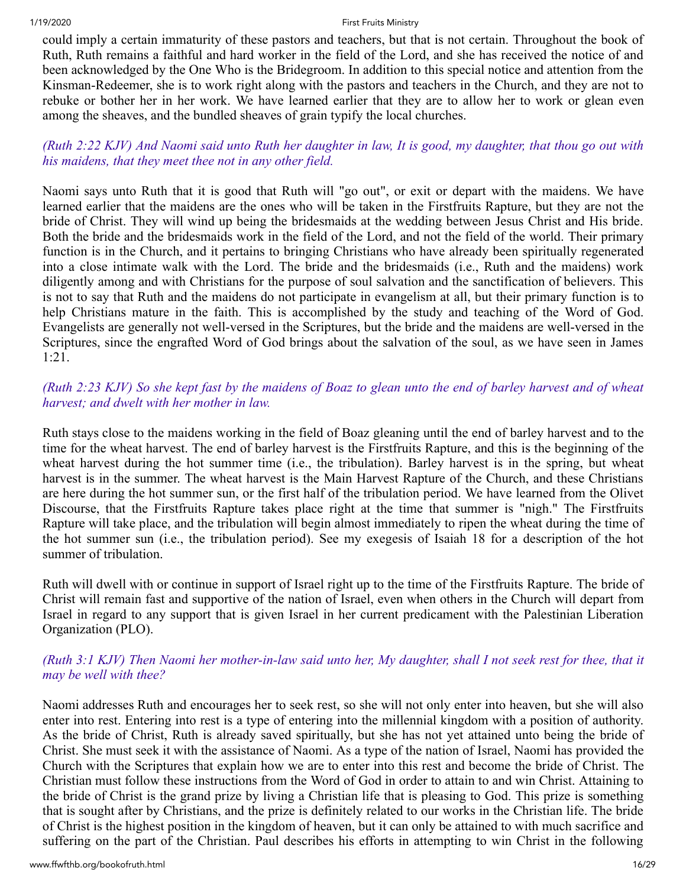could imply a certain immaturity of these pastors and teachers, but that is not certain. Throughout the book of Ruth, Ruth remains a faithful and hard worker in the field of the Lord, and she has received the notice of and been acknowledged by the One Who is the Bridegroom. In addition to this special notice and attention from the Kinsman-Redeemer, she is to work right along with the pastors and teachers in the Church, and they are not to rebuke or bother her in her work. We have learned earlier that they are to allow her to work or glean even among the sheaves, and the bundled sheaves of grain typify the local churches.

*(Ruth 2:22 KJV) And Naomi said unto Ruth her daughter in law, It is good, my daughter, that thou go out with his maidens, that they meet thee not in any other field.*

Naomi says unto Ruth that it is good that Ruth will "go out", or exit or depart with the maidens. We have learned earlier that the maidens are the ones who will be taken in the Firstfruits Rapture, but they are not the bride of Christ. They will wind up being the bridesmaids at the wedding between Jesus Christ and His bride. Both the bride and the bridesmaids work in the field of the Lord, and not the field of the world. Their primary function is in the Church, and it pertains to bringing Christians who have already been spiritually regenerated into a close intimate walk with the Lord. The bride and the bridesmaids (i.e., Ruth and the maidens) work diligently among and with Christians for the purpose of soul salvation and the sanctification of believers. This is not to say that Ruth and the maidens do not participate in evangelism at all, but their primary function is to help Christians mature in the faith. This is accomplished by the study and teaching of the Word of God. Evangelists are generally not well-versed in the Scriptures, but the bride and the maidens are well-versed in the Scriptures, since the engrafted Word of God brings about the salvation of the soul, as we have seen in James 1:21.

*(Ruth 2:23 KJV) So she kept fast by the maidens of Boaz to glean unto the end of barley harvest and of wheat harvest; and dwelt with her mother in law.*

Ruth stays close to the maidens working in the field of Boaz gleaning until the end of barley harvest and to the time for the wheat harvest. The end of barley harvest is the Firstfruits Rapture, and this is the beginning of the wheat harvest during the hot summer time (i.e., the tribulation). Barley harvest is in the spring, but wheat harvest is in the summer. The wheat harvest is the Main Harvest Rapture of the Church, and these Christians are here during the hot summer sun, or the first half of the tribulation period. We have learned from the Olivet Discourse, that the Firstfruits Rapture takes place right at the time that summer is "nigh." The Firstfruits Rapture will take place, and the tribulation will begin almost immediately to ripen the wheat during the time of the hot summer sun (i.e., the tribulation period). See my exegesis of Isaiah 18 for a description of the hot summer of tribulation.

Ruth will dwell with or continue in support of Israel right up to the time of the Firstfruits Rapture. The bride of Christ will remain fast and supportive of the nation of Israel, even when others in the Church will depart from Israel in regard to any support that is given Israel in her current predicament with the Palestinian Liberation Organization (PLO).

*(Ruth 3:1 KJV) Then Naomi her mother-in-law said unto her, My daughter, shall I not seek rest for thee, that it may be well with thee?*

Naomi addresses Ruth and encourages her to seek rest, so she will not only enter into heaven, but she will also enter into rest. Entering into rest is a type of entering into the millennial kingdom with a position of authority. As the bride of Christ, Ruth is already saved spiritually, but she has not yet attained unto being the bride of Christ. She must seek it with the assistance of Naomi. As a type of the nation of Israel, Naomi has provided the Church with the Scriptures that explain how we are to enter into this rest and become the bride of Christ. The Christian must follow these instructions from the Word of God in order to attain to and win Christ. Attaining to the bride of Christ is the grand prize by living a Christian life that is pleasing to God. This prize is something that is sought after by Christians, and the prize is definitely related to our works in the Christian life. The bride of Christ is the highest position in the kingdom of heaven, but it can only be attained to with much sacrifice and suffering on the part of the Christian. Paul describes his efforts in attempting to win Christ in the following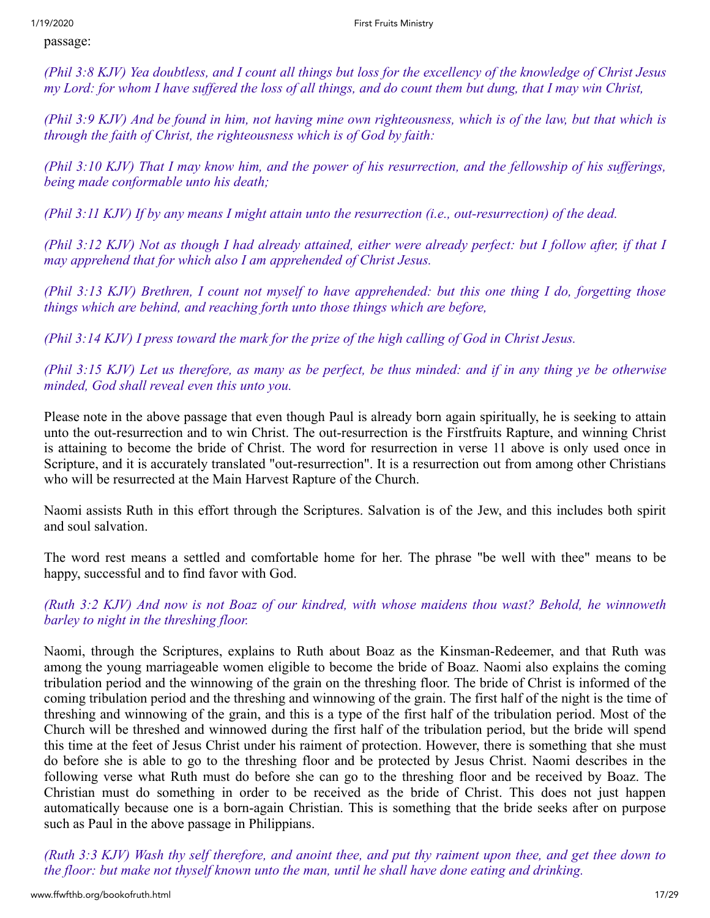passage:

*(Phil 3:8 KJV) Yea doubtless, and I count all things but loss for the excellency of the knowledge of Christ Jesus my Lord: for whom I have suffered the loss of all things, and do count them but dung, that I may win Christ,*

*(Phil 3:9 KJV) And be found in him, not having mine own righteousness, which is of the law, but that which is through the faith of Christ, the righteousness which is of God by faith:*

*(Phil 3:10 KJV) That I may know him, and the power of his resurrection, and the fellowship of his sufferings, being made conformable unto his death;*

*(Phil 3:11 KJV) If by any means I might attain unto the resurrection (i.e., out-resurrection) of the dead.*

*(Phil 3:12 KJV) Not as though I had already attained, either were already perfect: but I follow after, if that I may apprehend that for which also I am apprehended of Christ Jesus.*

*(Phil 3:13 KJV) Brethren, I count not myself to have apprehended: but this one thing I do, forgetting those things which are behind, and reaching forth unto those things which are before,*

*(Phil 3:14 KJV) I press toward the mark for the prize of the high calling of God in Christ Jesus.*

*(Phil 3:15 KJV) Let us therefore, as many as be perfect, be thus minded: and if in any thing ye be otherwise minded, God shall reveal even this unto you.*

Please note in the above passage that even though Paul is already born again spiritually, he is seeking to attain unto the out-resurrection and to win Christ. The out-resurrection is the Firstfruits Rapture, and winning Christ is attaining to become the bride of Christ. The word for resurrection in verse 11 above is only used once in Scripture, and it is accurately translated "out-resurrection". It is a resurrection out from among other Christians who will be resurrected at the Main Harvest Rapture of the Church.

Naomi assists Ruth in this effort through the Scriptures. Salvation is of the Jew, and this includes both spirit and soul salvation.

The word rest means a settled and comfortable home for her. The phrase "be well with thee" means to be happy, successful and to find favor with God.

*(Ruth 3:2 KJV) And now is not Boaz of our kindred, with whose maidens thou wast? Behold, he winnoweth barley to night in the threshing floor.*

Naomi, through the Scriptures, explains to Ruth about Boaz as the Kinsman-Redeemer, and that Ruth was among the young marriageable women eligible to become the bride of Boaz. Naomi also explains the coming tribulation period and the winnowing of the grain on the threshing floor. The bride of Christ is informed of the coming tribulation period and the threshing and winnowing of the grain. The first half of the night is the time of threshing and winnowing of the grain, and this is a type of the first half of the tribulation period. Most of the Church will be threshed and winnowed during the first half of the tribulation period, but the bride will spend this time at the feet of Jesus Christ under his raiment of protection. However, there is something that she must do before she is able to go to the threshing floor and be protected by Jesus Christ. Naomi describes in the following verse what Ruth must do before she can go to the threshing floor and be received by Boaz. The Christian must do something in order to be received as the bride of Christ. This does not just happen automatically because one is a born-again Christian. This is something that the bride seeks after on purpose such as Paul in the above passage in Philippians.

*(Ruth 3:3 KJV) Wash thy self therefore, and anoint thee, and put thy raiment upon thee, and get thee down to the floor: but make not thyself known unto the man, until he shall have done eating and drinking.*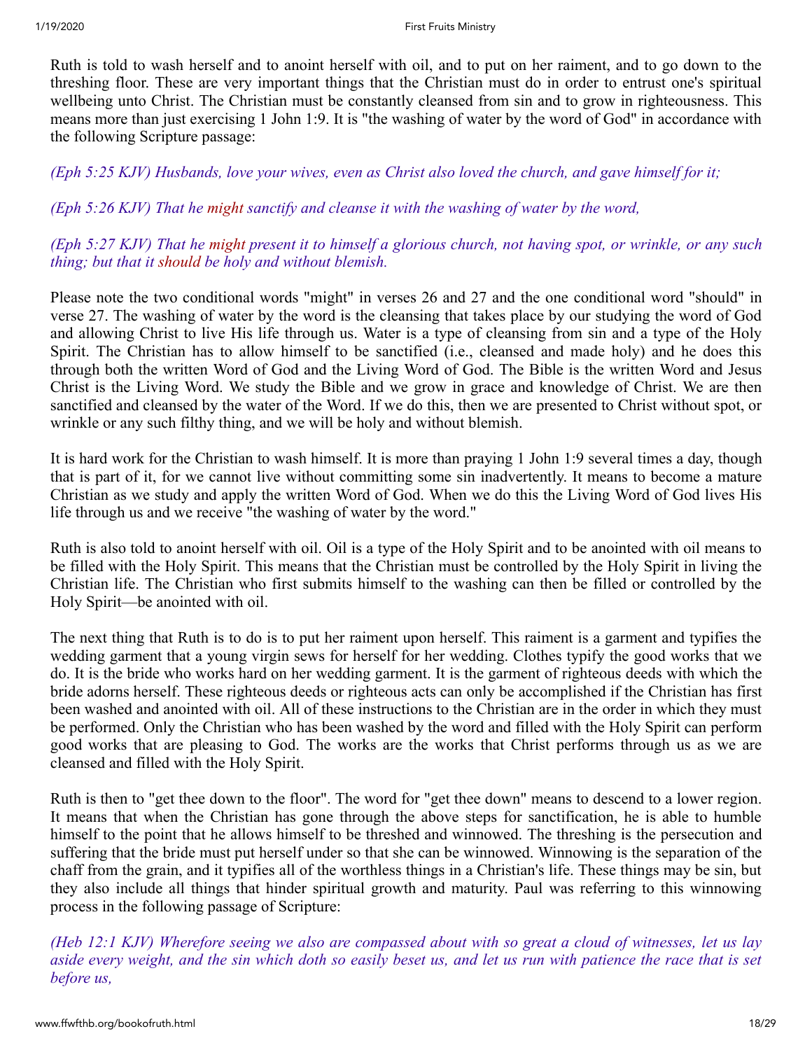Ruth is told to wash herself and to anoint herself with oil, and to put on her raiment, and to go down to the threshing floor. These are very important things that the Christian must do in order to entrust one's spiritual wellbeing unto Christ. The Christian must be constantly cleansed from sin and to grow in righteousness. This means more than just exercising 1 John 1:9. It is "the washing of water by the word of God" in accordance with the following Scripture passage:

*(Eph 5:25 KJV) Husbands, love your wives, even as Christ also loved the church, and gave himself for it;*

*(Eph 5:26 KJV) That he might sanctify and cleanse it with the washing of water by the word,*

*(Eph 5:27 KJV) That he might present it to himself a glorious church, not having spot, or wrinkle, or any such thing; but that it should be holy and without blemish.*

Please note the two conditional words "might" in verses 26 and 27 and the one conditional word "should" in verse 27. The washing of water by the word is the cleansing that takes place by our studying the word of God and allowing Christ to live His life through us. Water is a type of cleansing from sin and a type of the Holy Spirit. The Christian has to allow himself to be sanctified (i.e., cleansed and made holy) and he does this through both the written Word of God and the Living Word of God. The Bible is the written Word and Jesus Christ is the Living Word. We study the Bible and we grow in grace and knowledge of Christ. We are then sanctified and cleansed by the water of the Word. If we do this, then we are presented to Christ without spot, or wrinkle or any such filthy thing, and we will be holy and without blemish.

It is hard work for the Christian to wash himself. It is more than praying 1 John 1:9 several times a day, though that is part of it, for we cannot live without committing some sin inadvertently. It means to become a mature Christian as we study and apply the written Word of God. When we do this the Living Word of God lives His life through us and we receive "the washing of water by the word."

Ruth is also told to anoint herself with oil. Oil is a type of the Holy Spirit and to be anointed with oil means to be filled with the Holy Spirit. This means that the Christian must be controlled by the Holy Spirit in living the Christian life. The Christian who first submits himself to the washing can then be filled or controlled by the Holy Spirit—be anointed with oil.

The next thing that Ruth is to do is to put her raiment upon herself. This raiment is a garment and typifies the wedding garment that a young virgin sews for herself for her wedding. Clothes typify the good works that we do. It is the bride who works hard on her wedding garment. It is the garment of righteous deeds with which the bride adorns herself. These righteous deeds or righteous acts can only be accomplished if the Christian has first been washed and anointed with oil. All of these instructions to the Christian are in the order in which they must be performed. Only the Christian who has been washed by the word and filled with the Holy Spirit can perform good works that are pleasing to God. The works are the works that Christ performs through us as we are cleansed and filled with the Holy Spirit.

Ruth is then to "get thee down to the floor". The word for "get thee down" means to descend to a lower region. It means that when the Christian has gone through the above steps for sanctification, he is able to humble himself to the point that he allows himself to be threshed and winnowed. The threshing is the persecution and suffering that the bride must put herself under so that she can be winnowed. Winnowing is the separation of the chaff from the grain, and it typifies all of the worthless things in a Christian's life. These things may be sin, but they also include all things that hinder spiritual growth and maturity. Paul was referring to this winnowing process in the following passage of Scripture:

*(Heb 12:1 KJV) Wherefore seeing we also are compassed about with so great a cloud of witnesses, let us lay aside every weight, and the sin which doth so easily beset us, and let us run with patience the race that is set before us,*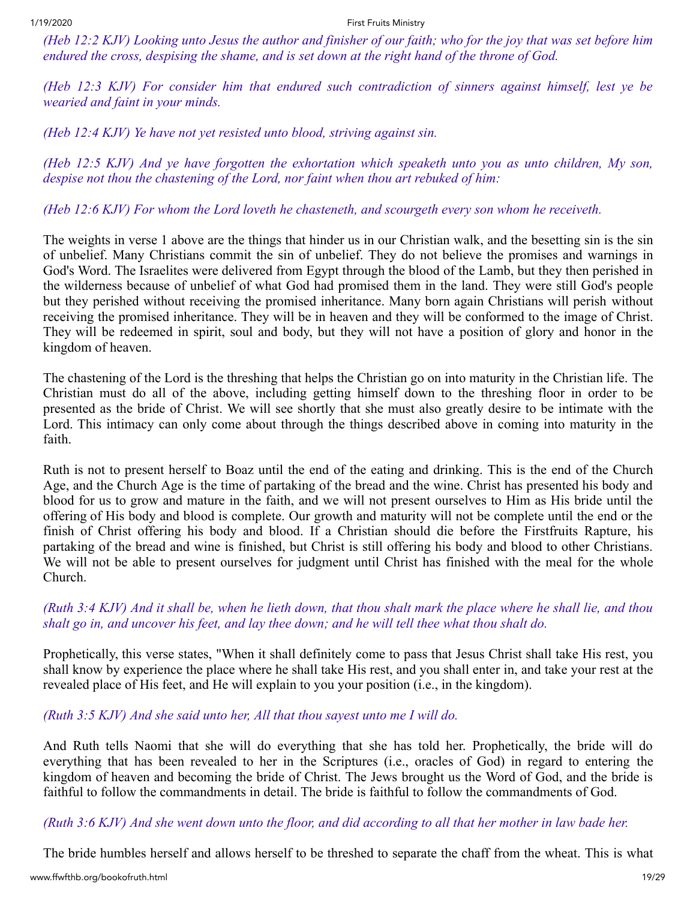*(Heb 12:2 KJV) Looking unto Jesus the author and finisher of our faith; who for the joy that was set before him endured the cross, despising the shame, and is set down at the right hand of the throne of God.*

*(Heb 12:3 KJV) For consider him that endured such contradiction of sinners against himself, lest ye be wearied and faint in your minds.*

*(Heb 12:4 KJV) Ye have not yet resisted unto blood, striving against sin.*

*(Heb 12:5 KJV) And ye have forgotten the exhortation which speaketh unto you as unto children, My son, despise not thou the chastening of the Lord, nor faint when thou art rebuked of him:*

*(Heb 12:6 KJV) For whom the Lord loveth he chasteneth, and scourgeth every son whom he receiveth.*

The weights in verse 1 above are the things that hinder us in our Christian walk, and the besetting sin is the sin of unbelief. Many Christians commit the sin of unbelief. They do not believe the promises and warnings in God's Word. The Israelites were delivered from Egypt through the blood of the Lamb, but they then perished in the wilderness because of unbelief of what God had promised them in the land. They were still God's people but they perished without receiving the promised inheritance. Many born again Christians will perish without receiving the promised inheritance. They will be in heaven and they will be conformed to the image of Christ. They will be redeemed in spirit, soul and body, but they will not have a position of glory and honor in the kingdom of heaven.

The chastening of the Lord is the threshing that helps the Christian go on into maturity in the Christian life. The Christian must do all of the above, including getting himself down to the threshing floor in order to be presented as the bride of Christ. We will see shortly that she must also greatly desire to be intimate with the Lord. This intimacy can only come about through the things described above in coming into maturity in the faith.

Ruth is not to present herself to Boaz until the end of the eating and drinking. This is the end of the Church Age, and the Church Age is the time of partaking of the bread and the wine. Christ has presented his body and blood for us to grow and mature in the faith, and we will not present ourselves to Him as His bride until the offering of His body and blood is complete. Our growth and maturity will not be complete until the end or the finish of Christ offering his body and blood. If a Christian should die before the Firstfruits Rapture, his partaking of the bread and wine is finished, but Christ is still offering his body and blood to other Christians. We will not be able to present ourselves for judgment until Christ has finished with the meal for the whole Church.

*(Ruth 3:4 KJV) And it shall be, when he lieth down, that thou shalt mark the place where he shall lie, and thou shalt go in, and uncover his feet, and lay thee down; and he will tell thee what thou shalt do.*

Prophetically, this verse states, "When it shall definitely come to pass that Jesus Christ shall take His rest, you shall know by experience the place where he shall take His rest, and you shall enter in, and take your rest at the revealed place of His feet, and He will explain to you your position (i.e., in the kingdom).

*(Ruth 3:5 KJV) And she said unto her, All that thou sayest unto me I will do.*

And Ruth tells Naomi that she will do everything that she has told her. Prophetically, the bride will do everything that has been revealed to her in the Scriptures (i.e., oracles of God) in regard to entering the kingdom of heaven and becoming the bride of Christ. The Jews brought us the Word of God, and the bride is faithful to follow the commandments in detail. The bride is faithful to follow the commandments of God.

*(Ruth 3:6 KJV) And she went down unto the floor, and did according to all that her mother in law bade her.*

The bride humbles herself and allows herself to be threshed to separate the chaff from the wheat. This is what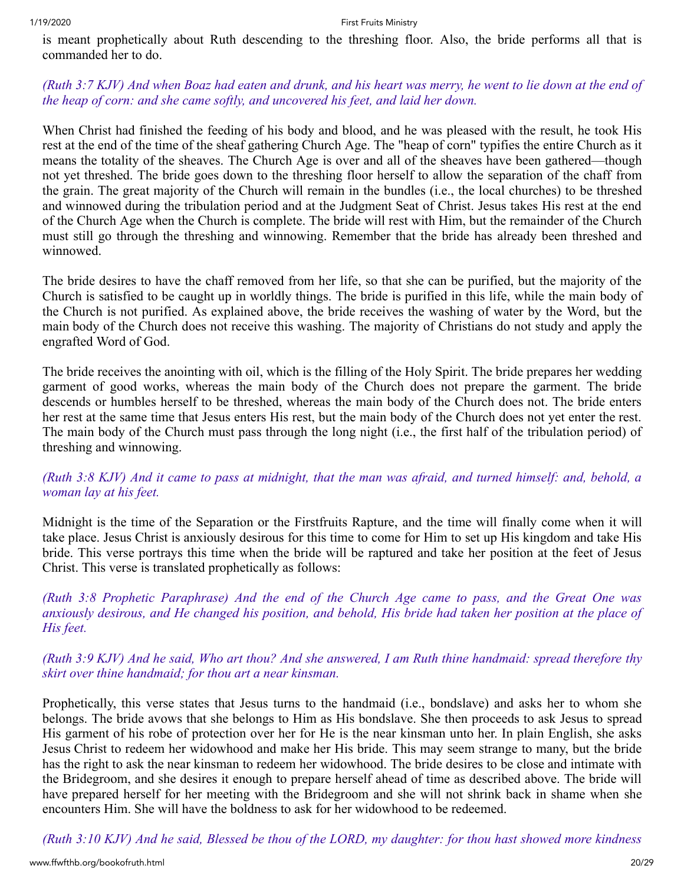is meant prophetically about Ruth descending to the threshing floor. Also, the bride performs all that is commanded her to do.

*(Ruth 3:7 KJV) And when Boaz had eaten and drunk, and his heart was merry, he went to lie down at the end of the heap of corn: and she came softly, and uncovered his feet, and laid her down.*

When Christ had finished the feeding of his body and blood, and he was pleased with the result, he took His rest at the end of the time of the sheaf gathering Church Age. The "heap of corn" typifies the entire Church as it means the totality of the sheaves. The Church Age is over and all of the sheaves have been gathered—though not yet threshed. The bride goes down to the threshing floor herself to allow the separation of the chaff from the grain. The great majority of the Church will remain in the bundles (i.e., the local churches) to be threshed and winnowed during the tribulation period and at the Judgment Seat of Christ. Jesus takes His rest at the end of the Church Age when the Church is complete. The bride will rest with Him, but the remainder of the Church must still go through the threshing and winnowing. Remember that the bride has already been threshed and winnowed.

The bride desires to have the chaff removed from her life, so that she can be purified, but the majority of the Church is satisfied to be caught up in worldly things. The bride is purified in this life, while the main body of the Church is not purified. As explained above, the bride receives the washing of water by the Word, but the main body of the Church does not receive this washing. The majority of Christians do not study and apply the engrafted Word of God.

The bride receives the anointing with oil, which is the filling of the Holy Spirit. The bride prepares her wedding garment of good works, whereas the main body of the Church does not prepare the garment. The bride descends or humbles herself to be threshed, whereas the main body of the Church does not. The bride enters her rest at the same time that Jesus enters His rest, but the main body of the Church does not yet enter the rest. The main body of the Church must pass through the long night (i.e., the first half of the tribulation period) of threshing and winnowing.

*(Ruth 3:8 KJV) And it came to pass at midnight, that the man was afraid, and turned himself: and, behold, a woman lay at his feet.*

Midnight is the time of the Separation or the Firstfruits Rapture, and the time will finally come when it will take place. Jesus Christ is anxiously desirous for this time to come for Him to set up His kingdom and take His bride. This verse portrays this time when the bride will be raptured and take her position at the feet of Jesus Christ. This verse is translated prophetically as follows:

*(Ruth 3:8 Prophetic Paraphrase) And the end of the Church Age came to pass, and the Great One was anxiously desirous, and He changed his position, and behold, His bride had taken her position at the place of His feet.*

*(Ruth 3:9 KJV) And he said, Who art thou? And she answered, I am Ruth thine handmaid: spread therefore thy skirt over thine handmaid; for thou art a near kinsman.*

Prophetically, this verse states that Jesus turns to the handmaid (i.e., bondslave) and asks her to whom she belongs. The bride avows that she belongs to Him as His bondslave. She then proceeds to ask Jesus to spread His garment of his robe of protection over her for He is the near kinsman unto her. In plain English, she asks Jesus Christ to redeem her widowhood and make her His bride. This may seem strange to many, but the bride has the right to ask the near kinsman to redeem her widowhood. The bride desires to be close and intimate with the Bridegroom, and she desires it enough to prepare herself ahead of time as described above. The bride will have prepared herself for her meeting with the Bridegroom and she will not shrink back in shame when she encounters Him. She will have the boldness to ask for her widowhood to be redeemed.

*(Ruth 3:10 KJV) And he said, Blessed be thou of the LORD, my daughter: for thou hast showed more kindness*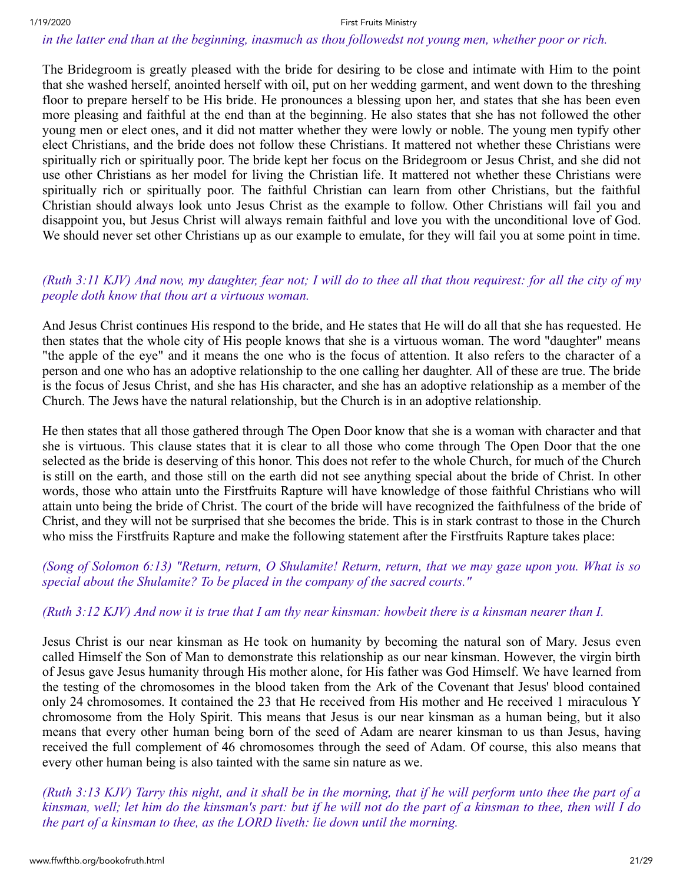*in the latter end than at the beginning, inasmuch as thou followedst not young men, whether poor or rich.*

The Bridegroom is greatly pleased with the bride for desiring to be close and intimate with Him to the point that she washed herself, anointed herself with oil, put on her wedding garment, and went down to the threshing floor to prepare herself to be His bride. He pronounces a blessing upon her, and states that she has been even more pleasing and faithful at the end than at the beginning. He also states that she has not followed the other young men or elect ones, and it did not matter whether they were lowly or noble. The young men typify other elect Christians, and the bride does not follow these Christians. It mattered not whether these Christians were spiritually rich or spiritually poor. The bride kept her focus on the Bridegroom or Jesus Christ, and she did not use other Christians as her model for living the Christian life. It mattered not whether these Christians were spiritually rich or spiritually poor. The faithful Christian can learn from other Christians, but the faithful Christian should always look unto Jesus Christ as the example to follow. Other Christians will fail you and disappoint you, but Jesus Christ will always remain faithful and love you with the unconditional love of God. We should never set other Christians up as our example to emulate, for they will fail you at some point in time.

*(Ruth 3:11 KJV) And now, my daughter, fear not; I will do to thee all that thou requirest: for all the city of my people doth know that thou art a virtuous woman.*

And Jesus Christ continues His respond to the bride, and He states that He will do all that she has requested. He then states that the whole city of His people knows that she is a virtuous woman. The word "daughter" means "the apple of the eye" and it means the one who is the focus of attention. It also refers to the character of a person and one who has an adoptive relationship to the one calling her daughter. All of these are true. The bride is the focus of Jesus Christ, and she has His character, and she has an adoptive relationship as a member of the Church. The Jews have the natural relationship, but the Church is in an adoptive relationship.

He then states that all those gathered through The Open Door know that she is a woman with character and that she is virtuous. This clause states that it is clear to all those who come through The Open Door that the one selected as the bride is deserving of this honor. This does not refer to the whole Church, for much of the Church is still on the earth, and those still on the earth did not see anything special about the bride of Christ. In other words, those who attain unto the Firstfruits Rapture will have knowledge of those faithful Christians who will attain unto being the bride of Christ. The court of the bride will have recognized the faithfulness of the bride of Christ, and they will not be surprised that she becomes the bride. This is in stark contrast to those in the Church who miss the Firstfruits Rapture and make the following statement after the Firstfruits Rapture takes place:

*(Song of Solomon 6:13) "Return, return, O Shulamite! Return, return, that we may gaze upon you. What is so special about the Shulamite? To be placed in the company of the sacred courts."*

*(Ruth 3:12 KJV) And now it is true that I am thy near kinsman: howbeit there is a kinsman nearer than I.*

Jesus Christ is our near kinsman as He took on humanity by becoming the natural son of Mary. Jesus even called Himself the Son of Man to demonstrate this relationship as our near kinsman. However, the virgin birth of Jesus gave Jesus humanity through His mother alone, for His father was God Himself. We have learned from the testing of the chromosomes in the blood taken from the Ark of the Covenant that Jesus' blood contained only 24 chromosomes. It contained the 23 that He received from His mother and He received 1 miraculous Y chromosome from the Holy Spirit. This means that Jesus is our near kinsman as a human being, but it also means that every other human being born of the seed of Adam are nearer kinsman to us than Jesus, having received the full complement of 46 chromosomes through the seed of Adam. Of course, this also means that every other human being is also tainted with the same sin nature as we.

*(Ruth 3:13 KJV) Tarry this night, and it shall be in the morning, that if he will perform unto thee the part of a kinsman, well; let him do the kinsman's part: but if he will not do the part of a kinsman to thee, then will I do the part of a kinsman to thee, as the LORD liveth: lie down until the morning.*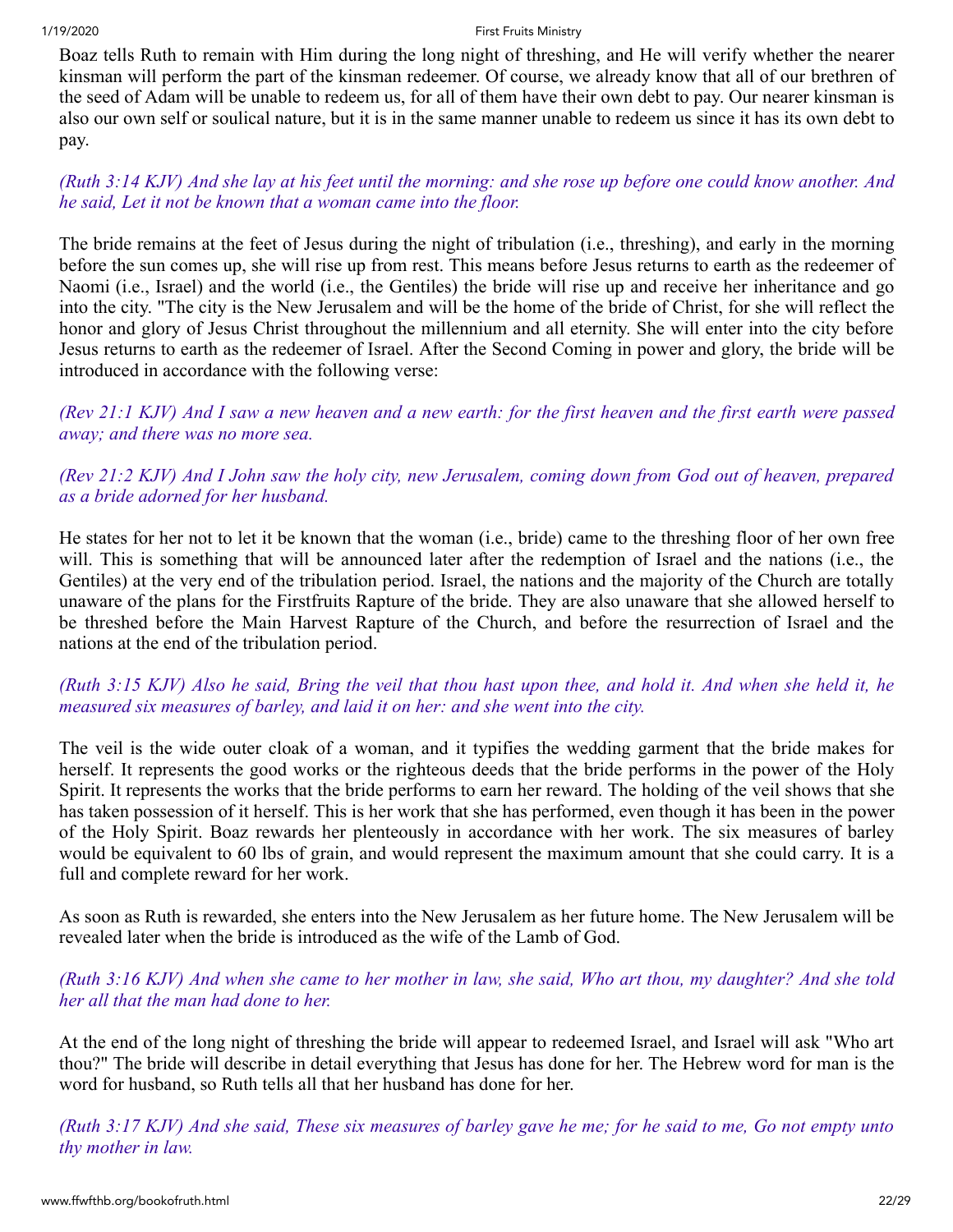Boaz tells Ruth to remain with Him during the long night of threshing, and He will verify whether the nearer kinsman will perform the part of the kinsman redeemer. Of course, we already know that all of our brethren of the seed of Adam will be unable to redeem us, for all of them have their own debt to pay. Our nearer kinsman is also our own self or soulical nature, but it is in the same manner unable to redeem us since it has its own debt to pay.

*(Ruth 3:14 KJV) And she lay at his feet until the morning: and she rose up before one could know another. And he said, Let it not be known that a woman came into the floor.*

The bride remains at the feet of Jesus during the night of tribulation (i.e., threshing), and early in the morning before the sun comes up, she will rise up from rest. This means before Jesus returns to earth as the redeemer of Naomi (i.e., Israel) and the world (i.e., the Gentiles) the bride will rise up and receive her inheritance and go into the city. "The city is the New Jerusalem and will be the home of the bride of Christ, for she will reflect the honor and glory of Jesus Christ throughout the millennium and all eternity. She will enter into the city before Jesus returns to earth as the redeemer of Israel. After the Second Coming in power and glory, the bride will be introduced in accordance with the following verse:

*(Rev 21:1 KJV) And I saw a new heaven and a new earth: for the first heaven and the first earth were passed away; and there was no more sea.*

*(Rev 21:2 KJV) And I John saw the holy city, new Jerusalem, coming down from God out of heaven, prepared as a bride adorned for her husband.*

He states for her not to let it be known that the woman (i.e., bride) came to the threshing floor of her own free will. This is something that will be announced later after the redemption of Israel and the nations (i.e., the Gentiles) at the very end of the tribulation period. Israel, the nations and the majority of the Church are totally unaware of the plans for the Firstfruits Rapture of the bride. They are also unaware that she allowed herself to be threshed before the Main Harvest Rapture of the Church, and before the resurrection of Israel and the nations at the end of the tribulation period.

*(Ruth 3:15 KJV) Also he said, Bring the veil that thou hast upon thee, and hold it. And when she held it, he measured six measures of barley, and laid it on her: and she went into the city.*

The veil is the wide outer cloak of a woman, and it typifies the wedding garment that the bride makes for herself. It represents the good works or the righteous deeds that the bride performs in the power of the Holy Spirit. It represents the works that the bride performs to earn her reward. The holding of the veil shows that she has taken possession of it herself. This is her work that she has performed, even though it has been in the power of the Holy Spirit. Boaz rewards her plenteously in accordance with her work. The six measures of barley would be equivalent to 60 lbs of grain, and would represent the maximum amount that she could carry. It is a full and complete reward for her work.

As soon as Ruth is rewarded, she enters into the New Jerusalem as her future home. The New Jerusalem will be revealed later when the bride is introduced as the wife of the Lamb of God.

*(Ruth 3:16 KJV) And when she came to her mother in law, she said, Who art thou, my daughter? And she told her all that the man had done to her.*

At the end of the long night of threshing the bride will appear to redeemed Israel, and Israel will ask "Who art thou?" The bride will describe in detail everything that Jesus has done for her. The Hebrew word for man is the word for husband, so Ruth tells all that her husband has done for her.

*(Ruth 3:17 KJV) And she said, These six measures of barley gave he me; for he said to me, Go not empty unto thy mother in law.*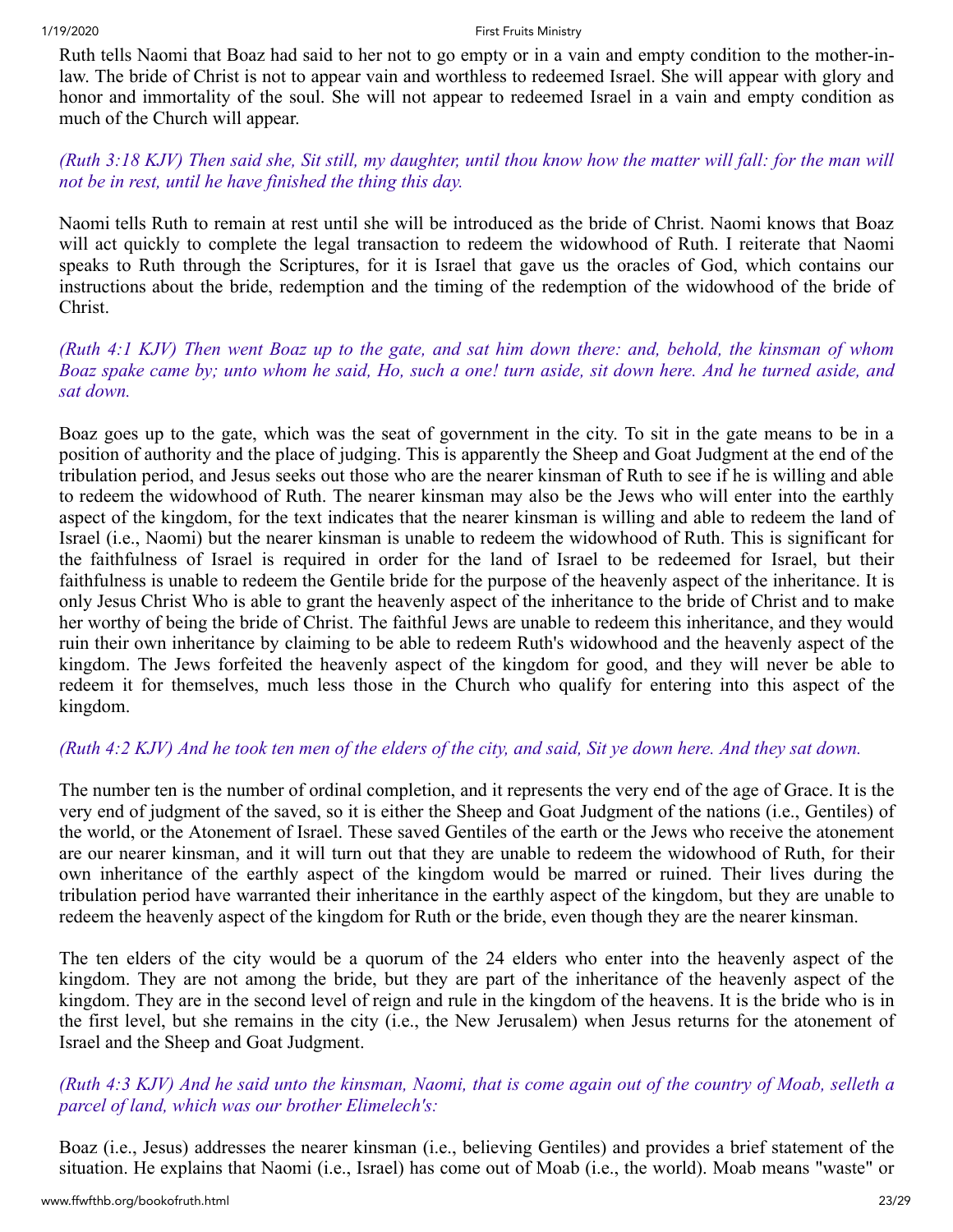Ruth tells Naomi that Boaz had said to her not to go empty or in a vain and empty condition to the mother-in-law. The bride of Christ is not to appear vain and worthless to redeemed Israel. She will appear with glory and honor and immortality of the soul. She will not appear to redeemed Israel in a vain and empty condition as much of the Church will appear.

*(Ruth 3:18 KJV) Then said she, Sit still, my daughter, until thou know how the matter will fall: for the man will not be in rest, until he have finished the thing this day.*

Naomi tells Ruth to remain at rest until she will be introduced as the bride of Christ. Naomi knows that Boaz will act quickly to complete the legal transaction to redeem the widowhood of Ruth. I reiterate that Naomi speaks to Ruth through the Scriptures, for it is Israel that gave us the oracles of God, which contains our instructions about the bride, redemption and the timing of the redemption of the widowhood of the bride of Christ.

*(Ruth 4:1 KJV) Then went Boaz up to the gate, and sat him down there: and, behold, the kinsman of whom Boaz spake came by; unto whom he said, Ho, such a one! turn aside, sit down here. And he turned aside, and sat down.*

Boaz goes up to the gate, which was the seat of government in the city. To sit in the gate means to be in a position of authority and the place of judging. This is apparently the Sheep and Goat Judgment at the end of the tribulation period, and Jesus seeks out those who are the nearer kinsman of Ruth to see if he is willing and able to redeem the widowhood of Ruth. The nearer kinsman may also be the Jews who will enter into the earthly aspect of the kingdom, for the text indicates that the nearer kinsman is willing and able to redeem the land of Israel (i.e., Naomi) but the nearer kinsman is unable to redeem the widowhood of Ruth. This is significant for the faithfulness of Israel is required in order for the land of Israel to be redeemed for Israel, but their faithfulness is unable to redeem the Gentile bride for the purpose of the heavenly aspect of the inheritance. It is only Jesus Christ Who is able to grant the heavenly aspect of the inheritance to the bride of Christ and to make her worthy of being the bride of Christ. The faithful Jews are unable to redeem this inheritance, and they would ruin their own inheritance by claiming to be able to redeem Ruth's widowhood and the heavenly aspect of the kingdom. The Jews forfeited the heavenly aspect of the kingdom for good, and they will never be able to redeem it for themselves, much less those in the Church who qualify for entering into this aspect of the kingdom.

*(Ruth 4:2 KJV) And he took ten men of the elders of the city, and said, Sit ye down here. And they sat down.*

The number ten is the number of ordinal completion, and it represents the very end of the age of Grace. It is the very end of judgment of the saved, so it is either the Sheep and Goat Judgment of the nations (i.e., Gentiles) of the world, or the Atonement of Israel. These saved Gentiles of the earth or the Jews who receive the atonement are our nearer kinsman, and it will turn out that they are unable to redeem the widowhood of Ruth, for their own inheritance of the earthly aspect of the kingdom would be marred or ruined. Their lives during the tribulation period have warranted their inheritance in the earthly aspect of the kingdom, but they are unable to redeem the heavenly aspect of the kingdom for Ruth or the bride, even though they are the nearer kinsman.

The ten elders of the city would be a quorum of the 24 elders who enter into the heavenly aspect of the kingdom. They are not among the bride, but they are part of the inheritance of the heavenly aspect of the kingdom. They are in the second level of reign and rule in the kingdom of the heavens. It is the bride who is in the first level, but she remains in the city (i.e., the New Jerusalem) when Jesus returns for the atonement of Israel and the Sheep and Goat Judgment.

*(Ruth 4:3 KJV) And he said unto the kinsman, Naomi, that is come again out of the country of Moab, selleth a parcel of land, which was our brother Elimelech's:*

Boaz (i.e., Jesus) addresses the nearer kinsman (i.e., believing Gentiles) and provides a brief statement of the situation. He explains that Naomi (i.e., Israel) has come out of Moab (i.e., the world). Moab means "waste" or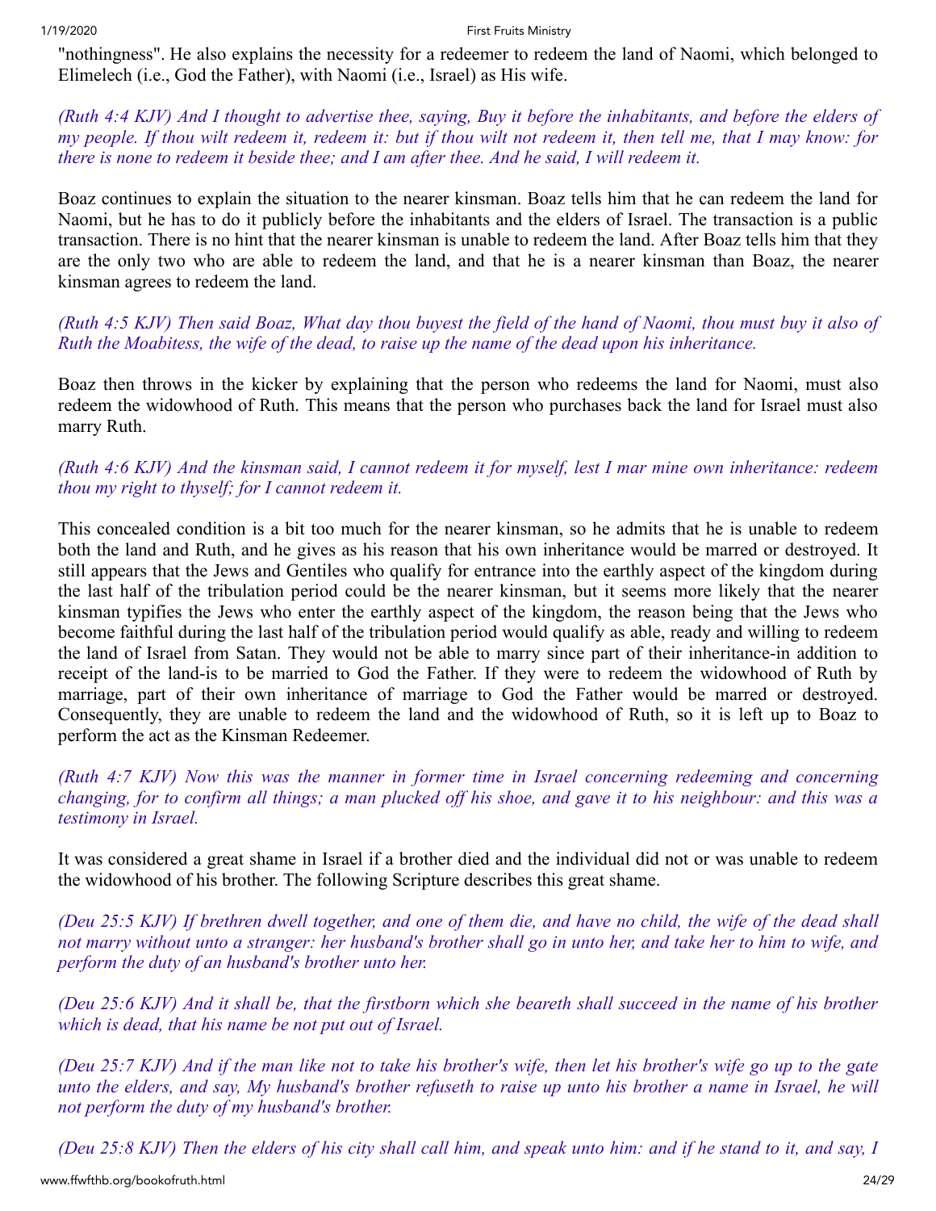"nothingness". He also explains the necessity for a redeemer to redeem the land of Naomi, which belonged to Elimelech (i.e., God the Father), with Naomi (i.e., Israel) as His wife.

*(Ruth 4:4 KJV) And I thought to advertise thee, saying, Buy it before the inhabitants, and before the elders of my people. If thou wilt redeem it, redeem it: but if thou wilt not redeem it, then tell me, that I may know: for there is none to redeem it beside thee; and I am after thee. And he said, I will redeem it.*

Boaz continues to explain the situation to the nearer kinsman. Boaz tells him that he can redeem the land for Naomi, but he has to do it publicly before the inhabitants and the elders of Israel. The transaction is a public transaction. There is no hint that the nearer kinsman is unable to redeem the land. After Boaz tells him that they are the only two who are able to redeem the land, and that he is a nearer kinsman than Boaz, the nearer kinsman agrees to redeem the land.

*(Ruth 4:5 KJV) Then said Boaz, What day thou buyest the field of the hand of Naomi, thou must buy it also of Ruth the Moabitess, the wife of the dead, to raise up the name of the dead upon his inheritance.*

Boaz then throws in the kicker by explaining that the person who redeems the land for Naomi, must also redeem the widowhood of Ruth. This means that the person who purchases back the land for Israel must also marry Ruth.

*(Ruth 4:6 KJV) And the kinsman said, I cannot redeem it for myself, lest I mar mine own inheritance: redeem thou my right to thyself; for I cannot redeem it.*

This concealed condition is a bit too much for the nearer kinsman, so he admits that he is unable to redeem both the land and Ruth, and he gives as his reason that his own inheritance would be marred or destroyed. It still appears that the Jews and Gentiles who qualify for entrance into the earthly aspect of the kingdom during the last half of the tribulation period could be the nearer kinsman, but it seems more likely that the nearer kinsman typifies the Jews who enter the earthly aspect of the kingdom, the reason being that the Jews who become faithful during the last half of the tribulation period would qualify as able, ready and willing to redeem the land of Israel from Satan. They would not be able to marry since part of their inheritance-in addition to receipt of the land-is to be married to God the Father. If they were to redeem the widowhood of Ruth by marriage, part of their own inheritance of marriage to God the Father would be marred or destroyed. Consequently, they are unable to redeem the land and the widowhood of Ruth, so it is left up to Boaz to perform the act as the Kinsman Redeemer.

*(Ruth 4:7 KJV) Now this was the manner in former time in Israel concerning redeeming and concerning changing, for to confirm all things; a man plucked off his shoe, and gave it to his neighbour: and this was a testimony in Israel.*

It was considered a great shame in Israel if a brother died and the individual did not or was unable to redeem the widowhood of his brother. The following Scripture describes this great shame.

*(Deu 25:5 KJV) If brethren dwell together, and one of them die, and have no child, the wife of the dead shall not marry without unto a stranger: her husband's brother shall go in unto her, and take her to him to wife, and perform the duty of an husband's brother unto her.*

*(Deu 25:6 KJV) And it shall be, that the firstborn which she beareth shall succeed in the name of his brother which is dead, that his name be not put out of Israel.*

*(Deu 25:7 KJV) And if the man like not to take his brother's wife, then let his brother's wife go up to the gate unto the elders, and say, My husband's brother refuseth to raise up unto his brother a name in Israel, he will not perform the duty of my husband's brother.*

*(Deu 25:8 KJV) Then the elders of his city shall call him, and speak unto him: and if he stand to it, and say, I*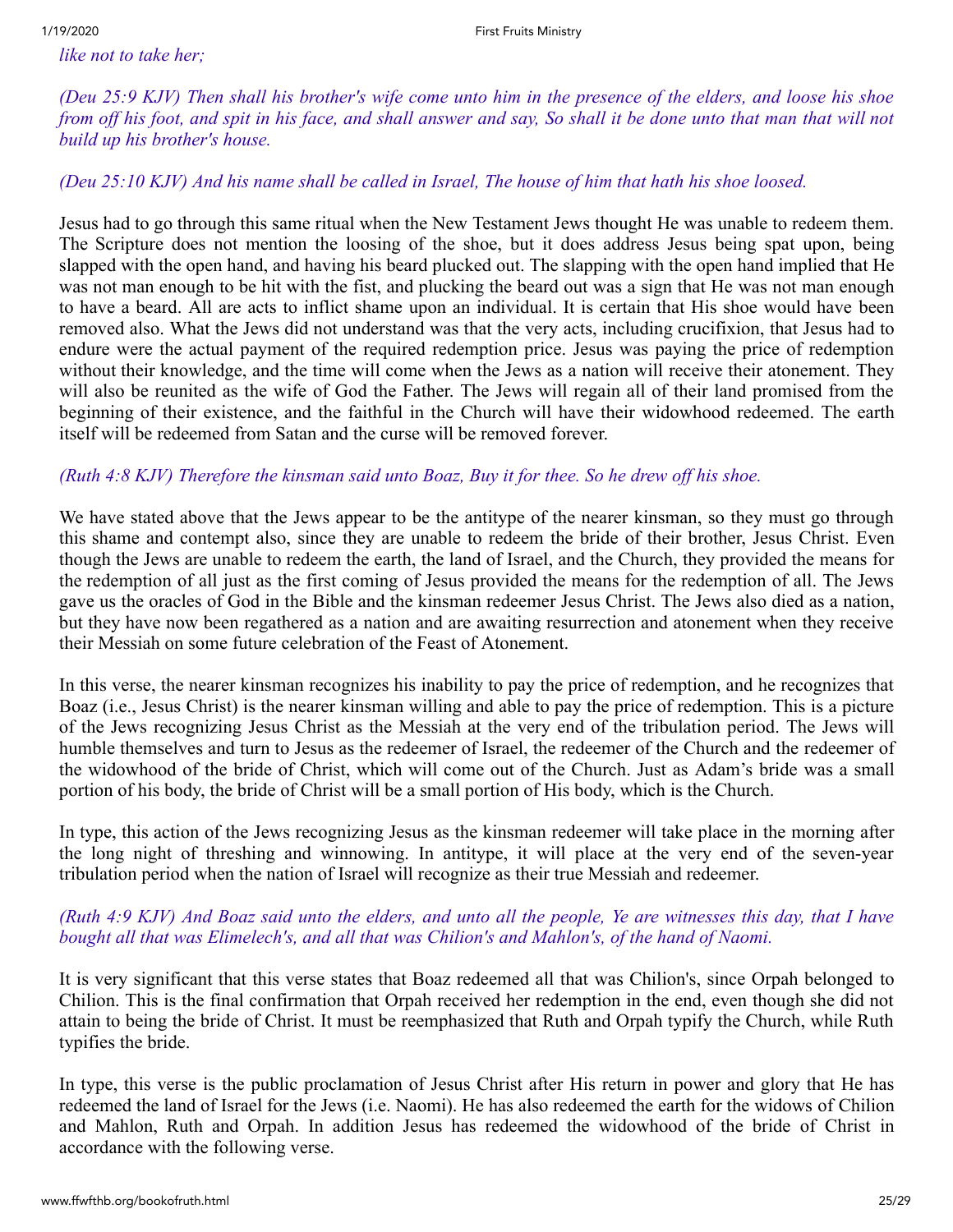*like not to take her;*

*(Deu 25:9 KJV) Then shall his brother's wife come unto him in the presence of the elders, and loose his shoe from off his foot, and spit in his face, and shall answer and say, So shall it be done unto that man that will not build up his brother's house.*

*(Deu 25:10 KJV) And his name shall be called in Israel, The house of him that hath his shoe loosed.*

Jesus had to go through this same ritual when the New Testament Jews thought He was unable to redeem them. The Scripture does not mention the loosing of the shoe, but it does address Jesus being spat upon, being slapped with the open hand, and having his beard plucked out. The slapping with the open hand implied that He was not man enough to be hit with the fist, and plucking the beard out was a sign that He was not man enough to have a beard. All are acts to inflict shame upon an individual. It is certain that His shoe would have been removed also. What the Jews did not understand was that the very acts, including crucifixion, that Jesus had to endure were the actual payment of the required redemption price. Jesus was paying the price of redemption without their knowledge, and the time will come when the Jews as a nation will receive their atonement. They will also be reunited as the wife of God the Father. The Jews will regain all of their land promised from the beginning of their existence, and the faithful in the Church will have their widowhood redeemed. The earth itself will be redeemed from Satan and the curse will be removed forever.

*(Ruth 4:8 KJV) Therefore the kinsman said unto Boaz, Buy it for thee. So he drew off his shoe.*

We have stated above that the Jews appear to be the antitype of the nearer kinsman, so they must go through this shame and contempt also, since they are unable to redeem the bride of their brother, Jesus Christ. Even though the Jews are unable to redeem the earth, the land of Israel, and the Church, they provided the means for the redemption of all just as the first coming of Jesus provided the means for the redemption of all. The Jews gave us the oracles of God in the Bible and the kinsman redeemer Jesus Christ. The Jews also died as a nation, but they have now been regathered as a nation and are awaiting resurrection and atonement when they receive their Messiah on some future celebration of the Feast of Atonement.

In this verse, the nearer kinsman recognizes his inability to pay the price of redemption, and he recognizes that Boaz (i.e., Jesus Christ) is the nearer kinsman willing and able to pay the price of redemption. This is a picture of the Jews recognizing Jesus Christ as the Messiah at the very end of the tribulation period. The Jews will humble themselves and turn to Jesus as the redeemer of Israel, the redeemer of the Church and the redeemer of the widowhood of the bride of Christ, which will come out of the Church. Just as Adam's bride was a small portion of his body, the bride of Christ will be a small portion of His body, which is the Church.

In type, this action of the Jews recognizing Jesus as the kinsman redeemer will take place in the morning after the long night of threshing and winnowing. In antitype, it will place at the very end of the seven-year tribulation period when the nation of Israel will recognize as their true Messiah and redeemer.

*(Ruth 4:9 KJV) And Boaz said unto the elders, and unto all the people, Ye are witnesses this day, that I have bought all that was Elimelech's, and all that was Chilion's and Mahlon's, of the hand of Naomi.*

It is very significant that this verse states that Boaz redeemed all that was Chilion's, since Orpah belonged to Chilion. This is the final confirmation that Orpah received her redemption in the end, even though she did not attain to being the bride of Christ. It must be reemphasized that Ruth and Orpah typify the Church, while Ruth typifies the bride.

In type, this verse is the public proclamation of Jesus Christ after His return in power and glory that He has redeemed the land of Israel for the Jews (i.e. Naomi). He has also redeemed the earth for the widows of Chilion and Mahlon, Ruth and Orpah. In addition Jesus has redeemed the widowhood of the bride of Christ in accordance with the following verse.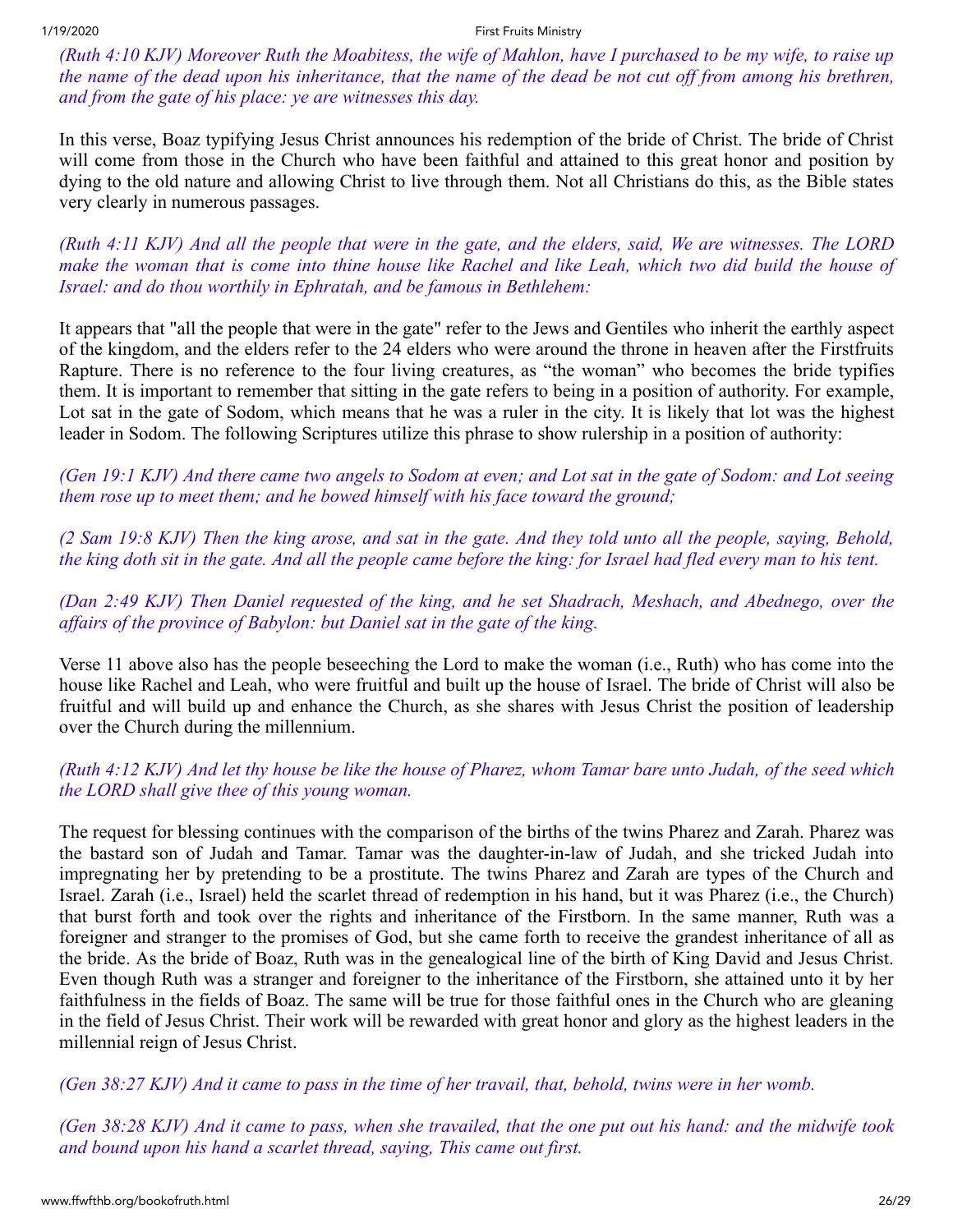*(Ruth 4:10 KJV) Moreover Ruth the Moabitess, the wife of Mahlon, have I purchased to be my wife, to raise up the name of the dead upon his inheritance, that the name of the dead be not cut off from among his brethren, and from the gate of his place: ye are witnesses this day.*

In this verse, Boaz typifying Jesus Christ announces his redemption of the bride of Christ. The bride of Christ will come from those in the Church who have been faithful and attained to this great honor and position by dying to the old nature and allowing Christ to live through them. Not all Christians do this, as the Bible states very clearly in numerous passages.

*(Ruth 4:11 KJV) And all the people that were in the gate, and the elders, said, We are witnesses. The LORD make the woman that is come into thine house like Rachel and like Leah, which two did build the house of Israel: and do thou worthily in Ephratah, and be famous in Bethlehem:*

It appears that "all the people that were in the gate" refer to the Jews and Gentiles who inherit the earthly aspect of the kingdom, and the elders refer to the 24 elders who were around the throne in heaven after the Firstfruits Rapture. There is no reference to the four living creatures, as "the woman" who becomes the bride typifies them. It is important to remember that sitting in the gate refers to being in a position of authority. For example, Lot sat in the gate of Sodom, which means that he was a ruler in the city. It is likely that lot was the highest leader in Sodom. The following Scriptures utilize this phrase to show rulership in a position of authority:

*(Gen 19:1 KJV) And there came two angels to Sodom at even; and Lot sat in the gate of Sodom: and Lot seeing them rose up to meet them; and he bowed himself with his face toward the ground;*

*(2 Sam 19:8 KJV) Then the king arose, and sat in the gate. And they told unto all the people, saying, Behold, the king doth sit in the gate. And all the people came before the king: for Israel had fled every man to his tent.*

*(Dan 2:49 KJV) Then Daniel requested of the king, and he set Shadrach, Meshach, and Abednego, over the affairs of the province of Babylon: but Daniel sat in the gate of the king.*

Verse 11 above also has the people beseeching the Lord to make the woman (i.e., Ruth) who has come into the house like Rachel and Leah, who were fruitful and built up the house of Israel. The bride of Christ will also be fruitful and will build up and enhance the Church, as she shares with Jesus Christ the position of leadership over the Church during the millennium.

*(Ruth 4:12 KJV) And let thy house be like the house of Pharez, whom Tamar bare unto Judah, of the seed which the LORD shall give thee of this young woman.*

The request for blessing continues with the comparison of the births of the twins Pharez and Zarah. Pharez was the bastard son of Judah and Tamar. Tamar was the daughter-in-law of Judah, and she tricked Judah into impregnating her by pretending to be a prostitute. The twins Pharez and Zarah are types of the Church and Israel. Zarah (i.e., Israel) held the scarlet thread of redemption in his hand, but it was Pharez (i.e., the Church) that burst forth and took over the rights and inheritance of the Firstborn. In the same manner, Ruth was a foreigner and stranger to the promises of God, but she came forth to receive the grandest inheritance of all as the bride. As the bride of Boaz, Ruth was in the genealogical line of the birth of King David and Jesus Christ. Even though Ruth was a stranger and foreigner to the inheritance of the Firstborn, she attained unto it by her faithfulness in the fields of Boaz. The same will be true for those faithful ones in the Church who are gleaning in the field of Jesus Christ. Their work will be rewarded with great honor and glory as the highest leaders in the millennial reign of Jesus Christ.

*(Gen 38:27 KJV) And it came to pass in the time of her travail, that, behold, twins were in her womb.*

*(Gen 38:28 KJV) And it came to pass, when she travailed, that the one put out his hand: and the midwife took and bound upon his hand a scarlet thread, saying, This came out first.*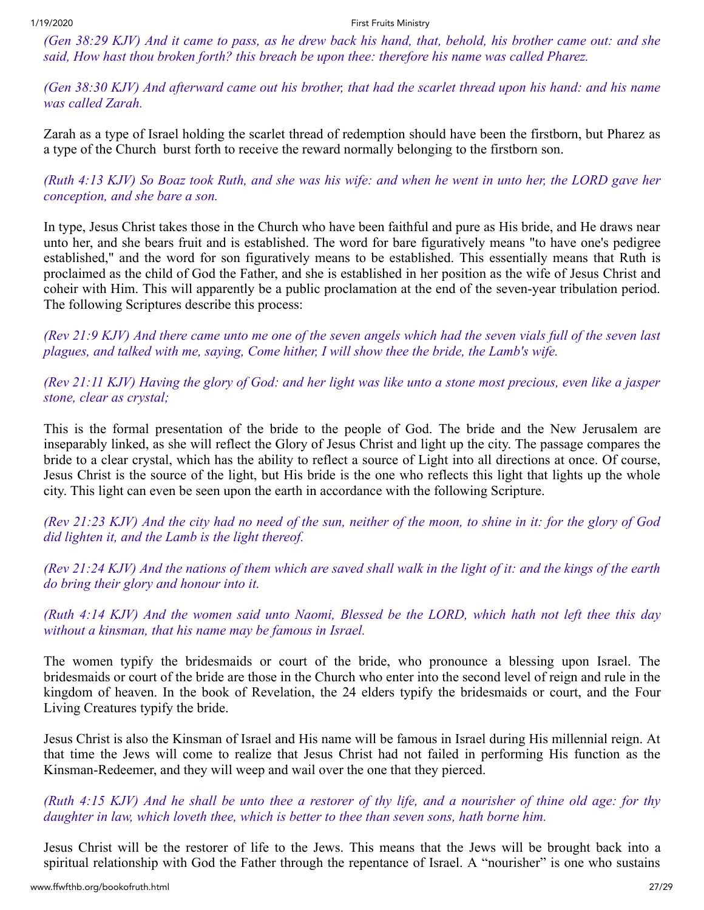*(Gen 38:29 KJV) And it came to pass, as he drew back his hand, that, behold, his brother came out: and she said, How hast thou broken forth? this breach be upon thee: therefore his name was called Pharez.*

*(Gen 38:30 KJV) And afterward came out his brother, that had the scarlet thread upon his hand: and his name was called Zarah.*

Zarah as a type of Israel holding the scarlet thread of redemption should have been the firstborn, but Pharez as a type of the Church burst forth to receive the reward normally belonging to the firstborn son.

*(Ruth 4:13 KJV) So Boaz took Ruth, and she was his wife: and when he went in unto her, the LORD gave her conception, and she bare a son.*

In type, Jesus Christ takes those in the Church who have been faithful and pure as His bride, and He draws near unto her, and she bears fruit and is established. The word for bare figuratively means "to have one's pedigree established," and the word for son figuratively means to be established. This essentially means that Ruth is proclaimed as the child of God the Father, and she is established in her position as the wife of Jesus Christ and coheir with Him. This will apparently be a public proclamation at the end of the seven-year tribulation period. The following Scriptures describe this process:

*(Rev 21:9 KJV) And there came unto me one of the seven angels which had the seven vials full of the seven last plagues, and talked with me, saying, Come hither, I will show thee the bride, the Lamb's wife.*

*(Rev 21:11 KJV) Having the glory of God: and her light was like unto a stone most precious, even like a jasper stone, clear as crystal;*

This is the formal presentation of the bride to the people of God. The bride and the New Jerusalem are inseparably linked, as she will reflect the Glory of Jesus Christ and light up the city. The passage compares the bride to a clear crystal, which has the ability to reflect a source of Light into all directions at once. Of course, Jesus Christ is the source of the light, but His bride is the one who reflects this light that lights up the whole city. This light can even be seen upon the earth in accordance with the following Scripture.

*(Rev 21:23 KJV) And the city had no need of the sun, neither of the moon, to shine in it: for the glory of God did lighten it, and the Lamb is the light thereof.*

*(Rev 21:24 KJV) And the nations of them which are saved shall walk in the light of it: and the kings of the earth do bring their glory and honour into it.*

*(Ruth 4:14 KJV) And the women said unto Naomi, Blessed be the LORD, which hath not left thee this day without a kinsman, that his name may be famous in Israel.*

The women typify the bridesmaids or court of the bride, who pronounce a blessing upon Israel. The bridesmaids or court of the bride are those in the Church who enter into the second level of reign and rule in the kingdom of heaven. In the book of Revelation, the 24 elders typify the bridesmaids or court, and the Four Living Creatures typify the bride.

Jesus Christ is also the Kinsman of Israel and His name will be famous in Israel during His millennial reign. At that time the Jews will come to realize that Jesus Christ had not failed in performing His function as the Kinsman-Redeemer, and they will weep and wail over the one that they pierced.

*(Ruth 4:15 KJV) And he shall be unto thee a restorer of thy life, and a nourisher of thine old age: for thy daughter in law, which loveth thee, which is better to thee than seven sons, hath borne him.*

Jesus Christ will be the restorer of life to the Jews. This means that the Jews will be brought back into a spiritual relationship with God the Father through the repentance of Israel. A "nourisher" is one who sustains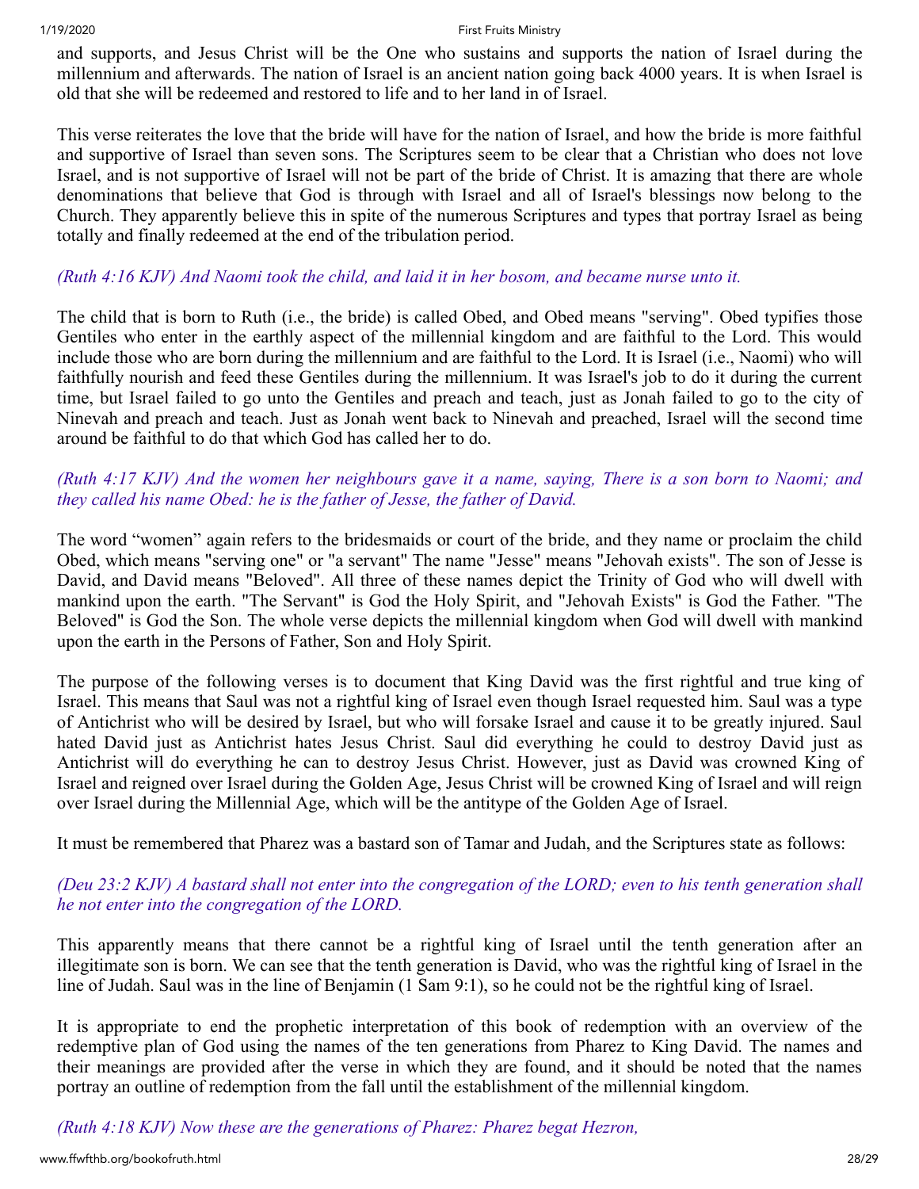and supports, and Jesus Christ will be the One who sustains and supports the nation of Israel during the millennium and afterwards. The nation of Israel is an ancient nation going back 4000 years. It is when Israel is old that she will be redeemed and restored to life and to her land in of Israel.

This verse reiterates the love that the bride will have for the nation of Israel, and how the bride is more faithful and supportive of Israel than seven sons. The Scriptures seem to be clear that a Christian who does not love Israel, and is not supportive of Israel will not be part of the bride of Christ. It is amazing that there are whole denominations that believe that God is through with Israel and all of Israel's blessings now belong to the Church. They apparently believe this in spite of the numerous Scriptures and types that portray Israel as being totally and finally redeemed at the end of the tribulation period.

*(Ruth 4:16 KJV) And Naomi took the child, and laid it in her bosom, and became nurse unto it.*

The child that is born to Ruth (i.e., the bride) is called Obed, and Obed means "serving". Obed typifies those Gentiles who enter in the earthly aspect of the millennial kingdom and are faithful to the Lord. This would include those who are born during the millennium and are faithful to the Lord. It is Israel (i.e., Naomi) who will faithfully nourish and feed these Gentiles during the millennium. It was Israel's job to do it during the current time, but Israel failed to go unto the Gentiles and preach and teach, just as Jonah failed to go to the city of Nineveh and preach and teach. Just as Jonah went back to Nineveh and preached, Israel will the second time around be faithful to do that which God has called her to do.

*(Ruth 4:17 KJV) And the women her neighbours gave it a name, saying, There is a son born to Naomi; and they called his name Obed: he is the father of Jesse, the father of David.*

The word "women" again refers to the bridesmaids or court of the bride, and they name or proclaim the child Obed, which means "serving one" or "a servant" The name "Jesse" means "Jehovah exists". The son of Jesse is David, and David means "Beloved". All three of these names depict the Trinity of God who will dwell with mankind upon the earth. "The Servant" is God the Holy Spirit, and "Jehovah Exists" is God the Father. "The Beloved" is God the Son. The whole verse depicts the millennial kingdom when God will dwell with mankind upon the earth in the Persons of Father, Son and Holy Spirit.

The purpose of the following verses is to document that King David was the first rightful and true king of Israel. This means that Saul was not a rightful king of Israel even though Israel requested him. Saul was a type of Antichrist who will be desired by Israel, but who will forsake Israel and cause it to be greatly injured. Saul hated David just as Antichrist hates Jesus Christ. Saul did everything he could to destroy David just as Antichrist will do everything he can to destroy Jesus Christ. However, just as David was crowned King of Israel and reigned over Israel during the Golden Age, Jesus Christ will be crowned King of Israel and will reign over Israel during the Millennial Age, which will be the antitype of the Golden Age of Israel.

It must be remembered that Pharez was a bastard son of Tamar and Judah, and the Scriptures state as follows:

*(Deu 23:2 KJV) A bastard shall not enter into the congregation of the LORD; even to his tenth generation shall he not enter into the congregation of the LORD.*

This apparently means that there cannot be a rightful king of Israel until the tenth generation after an illegitimate son is born. We can see that the tenth generation is David, who was the rightful king of Israel in the line of Judah. Saul was in the line of Benjamin (1 Sam 9:1), so he could not be the rightful king of Israel.

It is appropriate to end the prophetic interpretation of this book of redemption with an overview of the redemptive plan of God using the names of the ten generations from Pharez to King David. The names and their meanings are provided after the verse in which they are found, and it should be noted that the names portray an outline of redemption from the fall until the establishment of the millennial kingdom.

*(Ruth 4:18 KJV) Now these are the generations of Pharez: Pharez begat Hezron,*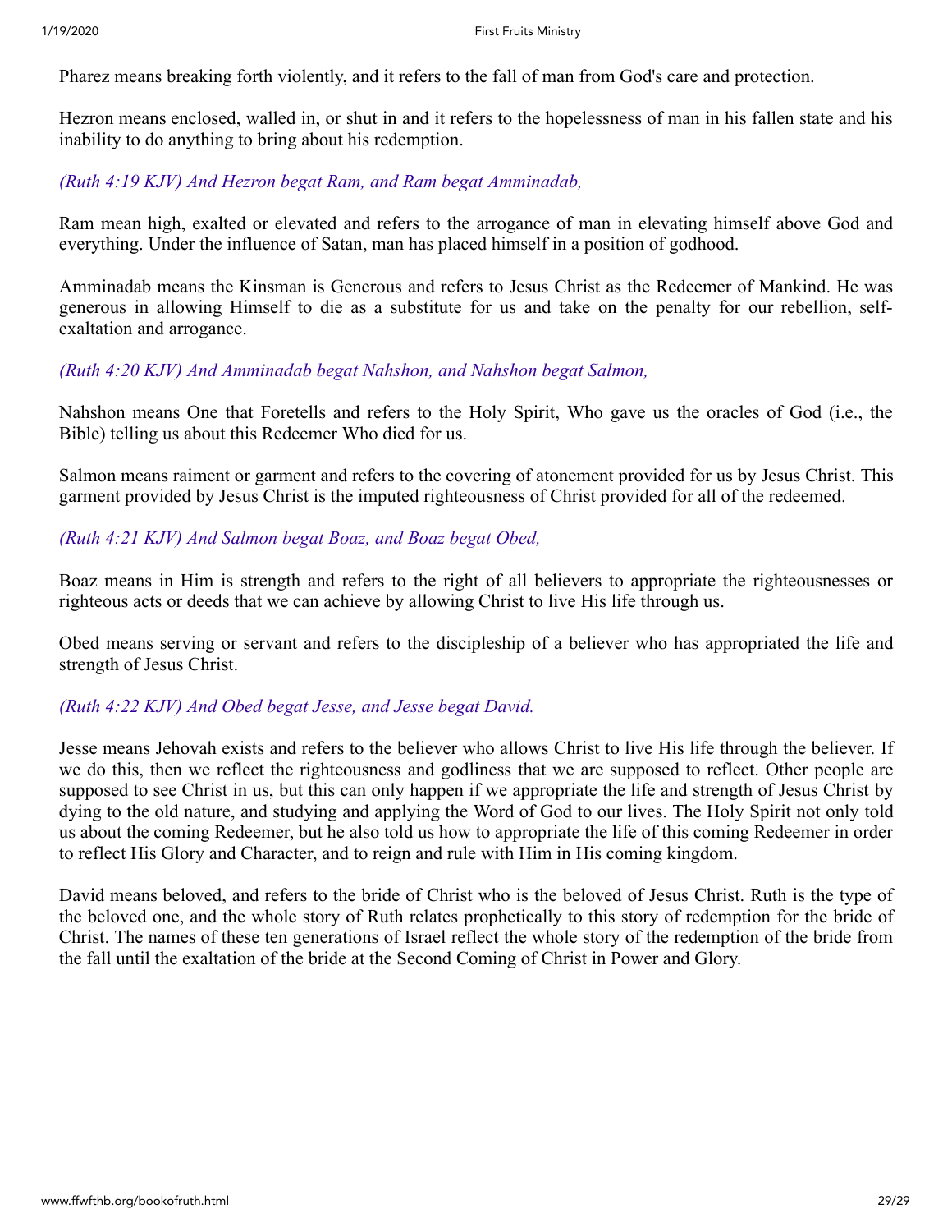Pharez means breaking forth violently, and it refers to the fall of man from God's care and protection.

Hezron means enclosed, walled in, or shut in and it refers to the hopelessness of man in his fallen state and his inability to do anything to bring about his redemption.

*(Ruth 4:19 KJV) And Hezron begat Ram, and Ram begat Amminadab,*

Ram mean high, exalted or elevated and refers to the arrogance of man in elevating himself above God and everything. Under the influence of Satan, man has placed himself in a position of godhood.

Amminadab means the Kinsman is Generous and refers to Jesus Christ as the Redeemer of Mankind. He was generous in allowing Himself to die as a substitute for us and take on the penalty for our rebellion, self-exaltation and arrogance.

*(Ruth 4:20 KJV) And Amminadab begat Nahshon, and Nahshon begat Salmon,*

Nahshon means One that Foretells and refers to the Holy Spirit, Who gave us the oracles of God (i.e., the Bible) telling us about this Redeemer Who died for us.

Salmon means raiment or garment and refers to the covering of atonement provided for us by Jesus Christ. This garment provided by Jesus Christ is the imputed righteousness of Christ provided for all of the redeemed.

*(Ruth 4:21 KJV) And Salmon begat Boaz, and Boaz begat Obed,*

Boaz means in Him is strength and refers to the right of all believers to appropriate the righteousnesses or righteous acts or deeds that we can achieve by allowing Christ to live His life through us.

Obed means serving or servant and refers to the discipleship of a believer who has appropriated the life and strength of Jesus Christ.

*(Ruth 4:22 KJV) And Obed begat Jesse, and Jesse begat David.*

Jesse means Jehovah exists and refers to the believer who allows Christ to live His life through the believer. If we do this, then we reflect the righteousness and godliness that we are supposed to reflect. Other people are supposed to see Christ in us, but this can only happen if we appropriate the life and strength of Jesus Christ by dying to the old nature, and studying and applying the Word of God to our lives. The Holy Spirit not only told us about the coming Redeemer, but he also told us how to appropriate the life of this coming Redeemer in order to reflect His Glory and Character, and to reign and rule with Him in His coming kingdom.

David means beloved, and refers to the bride of Christ who is the beloved of Jesus Christ. Ruth is the type of the beloved one, and the whole story of Ruth relates prophetically to this story of redemption for the bride of Christ. The names of these ten generations of Israel reflect the whole story of the redemption of the bride from the fall until the exaltation of the bride at the Second Coming of Christ in Power and Glory.